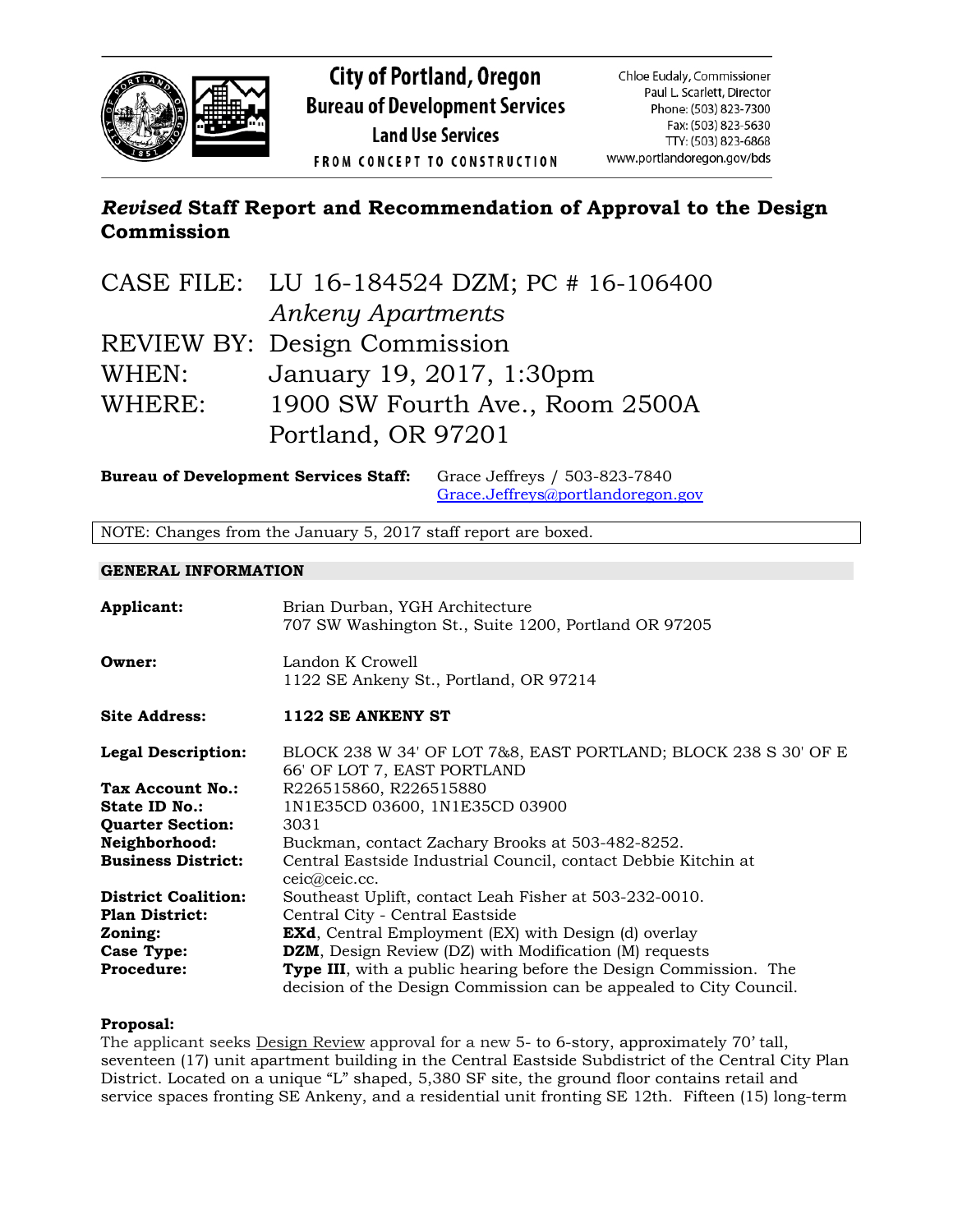City of Portland, Oregon
Bureau of Development Services
Land Use Services
FROM CONCEPT TO CONSTRUCTION

Chloe Eudaly, Commissioner
Paul L. Scarlett, Director
Phone: (503) 823-7300
Fax: (503) 823-5630
TTY: (503) 823-6868
www.portlandoregon.gov/bds

# *Revised* Staff Report and Recommendation of Approval to the Design Commission

CASE FILE: LU 16-184524 DZM; PC # 16-106400
*Ankeny Apartments*
REVIEW BY: Design Commission
WHEN: January 19, 2017, 1:30pm
WHERE: 1900 SW Fourth Ave., Room 2500A
Portland, OR 97201

**Bureau of Development Services Staff:** Grace Jeffreys / 503-823-7840
Grace.Jeffreys@portlandoregon.gov

NOTE: Changes from the January 5, 2017 staff report are boxed.

## GENERAL INFORMATION

| | |
|---|---|
| **Applicant:** | Brian Durban, YGH Architecture<br>707 SW Washington St., Suite 1200, Portland OR 97205 |
| **Owner:** | Landon K Crowell<br>1122 SE Ankeny St., Portland, OR 97214 |
| **Site Address:** | **1122 SE ANKENY ST** |
| **Legal Description:** | BLOCK 238 W 34' OF LOT 7&8, EAST PORTLAND; BLOCK 238 S 30' OF E 66' OF LOT 7, EAST PORTLAND |
| **Tax Account No.:** | R226515860, R226515880 |
| **State ID No.:** | 1N1E35CD 03600, 1N1E35CD 03900 |
| **Quarter Section:** | 3031 |
| **Neighborhood:** | Buckman, contact Zachary Brooks at 503-482-8252. |
| **Business District:** | Central Eastside Industrial Council, contact Debbie Kitchin at ceic@ceic.cc. |
| **District Coalition:** | Southeast Uplift, contact Leah Fisher at 503-232-0010. |
| **Plan District:** | Central City - Central Eastside |
| **Zoning:** | **EXd**, Central Employment (EX) with Design (d) overlay |
| **Case Type:** | **DZM**, Design Review (DZ) with Modification (M) requests |
| **Procedure:** | **Type III**, with a public hearing before the Design Commission. The decision of the Design Commission can be appealed to City Council. |

**Proposal:**
The applicant seeks Design Review approval for a new 5- to 6-story, approximately 70' tall, seventeen (17) unit apartment building in the Central Eastside Subdistrict of the Central City Plan District. Located on a unique "L" shaped, 5,380 SF site, the ground floor contains retail and service spaces fronting SE Ankeny, and a residential unit fronting SE 12th. Fifteen (15) long-term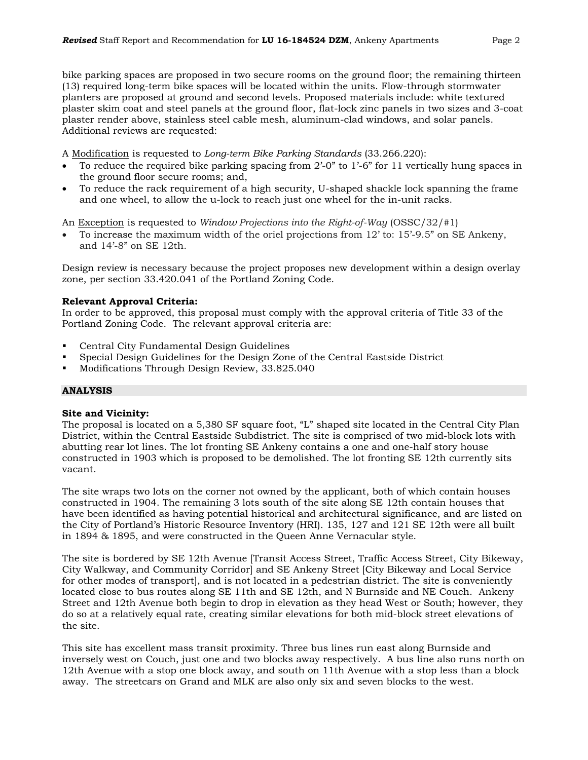bike parking spaces are proposed in two secure rooms on the ground floor; the remaining thirteen (13) required long-term bike spaces will be located within the units. Flow-through stormwater planters are proposed at ground and second levels. Proposed materials include: white textured plaster skim coat and steel panels at the ground floor, flat-lock zinc panels in two sizes and 3-coat plaster render above, stainless steel cable mesh, aluminum-clad windows, and solar panels. Additional reviews are requested:

A Modification is requested to *Long-term Bike Parking Standards* (33.266.220):

- To reduce the required bike parking spacing from 2'-0" to 1'-6" for 11 vertically hung spaces in the ground floor secure rooms; and,
- To reduce the rack requirement of a high security, U-shaped shackle lock spanning the frame and one wheel, to allow the u-lock to reach just one wheel for the in-unit racks.

An Exception is requested to *Window Projections into the Right-of-Way* (OSSC/32/#1)

- To increase the maximum width of the oriel projections from 12' to: 15'-9.5" on SE Ankeny, and 14'-8" on SE 12th.

Design review is necessary because the project proposes new development within a design overlay zone, per section 33.420.041 of the Portland Zoning Code.

**Relevant Approval Criteria:**
In order to be approved, this proposal must comply with the approval criteria of Title 33 of the Portland Zoning Code. The relevant approval criteria are:

- Central City Fundamental Design Guidelines
- Special Design Guidelines for the Design Zone of the Central Eastside District
- Modifications Through Design Review, 33.825.040

## ANALYSIS

**Site and Vicinity:**
The proposal is located on a 5,380 SF square foot, "L" shaped site located in the Central City Plan District, within the Central Eastside Subdistrict. The site is comprised of two mid-block lots with abutting rear lot lines. The lot fronting SE Ankeny contains a one and one-half story house constructed in 1903 which is proposed to be demolished. The lot fronting SE 12th currently sits vacant.

The site wraps two lots on the corner not owned by the applicant, both of which contain houses constructed in 1904. The remaining 3 lots south of the site along SE 12th contain houses that have been identified as having potential historical and architectural significance, and are listed on the City of Portland's Historic Resource Inventory (HRI). 135, 127 and 121 SE 12th were all built in 1894 & 1895, and were constructed in the Queen Anne Vernacular style.

The site is bordered by SE 12th Avenue [Transit Access Street, Traffic Access Street, City Bikeway, City Walkway, and Community Corridor] and SE Ankeny Street [City Bikeway and Local Service for other modes of transport], and is not located in a pedestrian district. The site is conveniently located close to bus routes along SE 11th and SE 12th, and N Burnside and NE Couch. Ankeny Street and 12th Avenue both begin to drop in elevation as they head West or South; however, they do so at a relatively equal rate, creating similar elevations for both mid-block street elevations of the site.

This site has excellent mass transit proximity. Three bus lines run east along Burnside and inversely west on Couch, just one and two blocks away respectively. A bus line also runs north on 12th Avenue with a stop one block away, and south on 11th Avenue with a stop less than a block away. The streetcars on Grand and MLK are also only six and seven blocks to the west.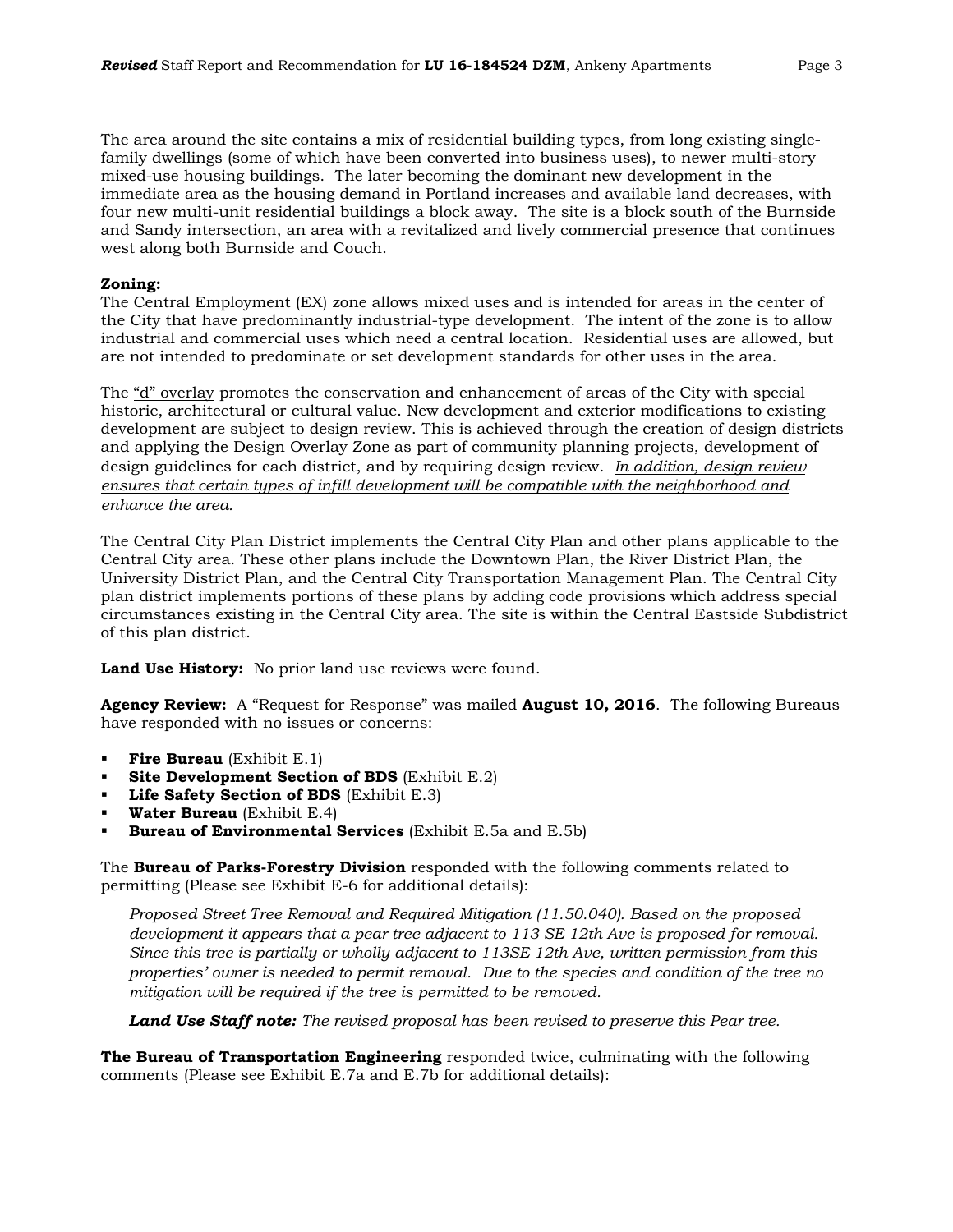The area around the site contains a mix of residential building types, from long existing single-family dwellings (some of which have been converted into business uses), to newer multi-story mixed-use housing buildings. The later becoming the dominant new development in the immediate area as the housing demand in Portland increases and available land decreases, with four new multi-unit residential buildings a block away. The site is a block south of the Burnside and Sandy intersection, an area with a revitalized and lively commercial presence that continues west along both Burnside and Couch.

**Zoning:**
The Central Employment (EX) zone allows mixed uses and is intended for areas in the center of the City that have predominantly industrial-type development. The intent of the zone is to allow industrial and commercial uses which need a central location. Residential uses are allowed, but are not intended to predominate or set development standards for other uses in the area.

The "d" overlay promotes the conservation and enhancement of areas of the City with special historic, architectural or cultural value. New development and exterior modifications to existing development are subject to design review. This is achieved through the creation of design districts and applying the Design Overlay Zone as part of community planning projects, development of design guidelines for each district, and by requiring design review. *In addition, design review ensures that certain types of infill development will be compatible with the neighborhood and enhance the area.*

The Central City Plan District implements the Central City Plan and other plans applicable to the Central City area. These other plans include the Downtown Plan, the River District Plan, the University District Plan, and the Central City Transportation Management Plan. The Central City plan district implements portions of these plans by adding code provisions which address special circumstances existing in the Central City area. The site is within the Central Eastside Subdistrict of this plan district.

**Land Use History:** No prior land use reviews were found.

**Agency Review:** A "Request for Response" was mailed **August 10, 2016**. The following Bureaus have responded with no issues or concerns:

- **Fire Bureau** (Exhibit E.1)
- **Site Development Section of BDS** (Exhibit E.2)
- **Life Safety Section of BDS** (Exhibit E.3)
- **Water Bureau** (Exhibit E.4)
- **Bureau of Environmental Services** (Exhibit E.5a and E.5b)

The **Bureau of Parks-Forestry Division** responded with the following comments related to permitting (Please see Exhibit E-6 for additional details):

> *Proposed Street Tree Removal and Required Mitigation (11.50.040). Based on the proposed development it appears that a pear tree adjacent to 113 SE 12th Ave is proposed for removal. Since this tree is partially or wholly adjacent to 113SE 12th Ave, written permission from this properties' owner is needed to permit removal. Due to the species and condition of the tree no mitigation will be required if the tree is permitted to be removed.*
>
> ***Land Use Staff note:*** *The revised proposal has been revised to preserve this Pear tree.*

**The Bureau of Transportation Engineering** responded twice, culminating with the following comments (Please see Exhibit E.7a and E.7b for additional details):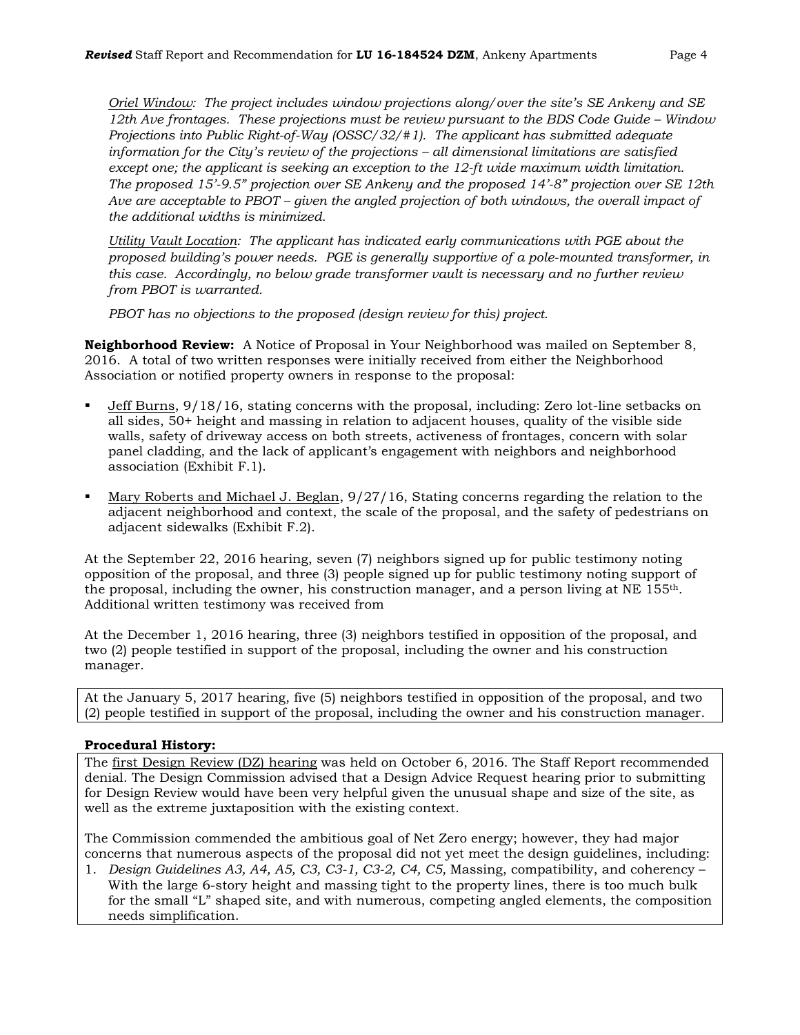*Oriel Window: The project includes window projections along/over the site's SE Ankeny and SE 12th Ave frontages. These projections must be review pursuant to the BDS Code Guide – Window Projections into Public Right-of-Way (OSSC/32/#1). The applicant has submitted adequate information for the City's review of the projections – all dimensional limitations are satisfied except one; the applicant is seeking an exception to the 12-ft wide maximum width limitation. The proposed 15'-9.5" projection over SE Ankeny and the proposed 14'-8" projection over SE 12th Ave are acceptable to PBOT – given the angled projection of both windows, the overall impact of the additional widths is minimized.*

*Utility Vault Location: The applicant has indicated early communications with PGE about the proposed building's power needs. PGE is generally supportive of a pole-mounted transformer, in this case. Accordingly, no below grade transformer vault is necessary and no further review from PBOT is warranted.*

*PBOT has no objections to the proposed (design review for this) project.*

**Neighborhood Review:** A Notice of Proposal in Your Neighborhood was mailed on September 8, 2016. A total of two written responses were initially received from either the Neighborhood Association or notified property owners in response to the proposal:

- Jeff Burns, 9/18/16, stating concerns with the proposal, including: Zero lot-line setbacks on all sides, 50+ height and massing in relation to adjacent houses, quality of the visible side walls, safety of driveway access on both streets, activeness of frontages, concern with solar panel cladding, and the lack of applicant's engagement with neighbors and neighborhood association (Exhibit F.1).
- Mary Roberts and Michael J. Beglan, 9/27/16, Stating concerns regarding the relation to the adjacent neighborhood and context, the scale of the proposal, and the safety of pedestrians on adjacent sidewalks (Exhibit F.2).

At the September 22, 2016 hearing, seven (7) neighbors signed up for public testimony noting opposition of the proposal, and three (3) people signed up for public testimony noting support of the proposal, including the owner, his construction manager, and a person living at NE 155th. Additional written testimony was received from

At the December 1, 2016 hearing, three (3) neighbors testified in opposition of the proposal, and two (2) people testified in support of the proposal, including the owner and his construction manager.

At the January 5, 2017 hearing, five (5) neighbors testified in opposition of the proposal, and two (2) people testified in support of the proposal, including the owner and his construction manager.

**Procedural History:**

The first Design Review (DZ) hearing was held on October 6, 2016. The Staff Report recommended denial. The Design Commission advised that a Design Advice Request hearing prior to submitting for Design Review would have been very helpful given the unusual shape and size of the site, as well as the extreme juxtaposition with the existing context.

The Commission commended the ambitious goal of Net Zero energy; however, they had major concerns that numerous aspects of the proposal did not yet meet the design guidelines, including:

1. *Design Guidelines A3, A4, A5, C3, C3-1, C3-2, C4, C5,* Massing, compatibility, and coherency – With the large 6-story height and massing tight to the property lines, there is too much bulk for the small "L" shaped site, and with numerous, competing angled elements, the composition needs simplification.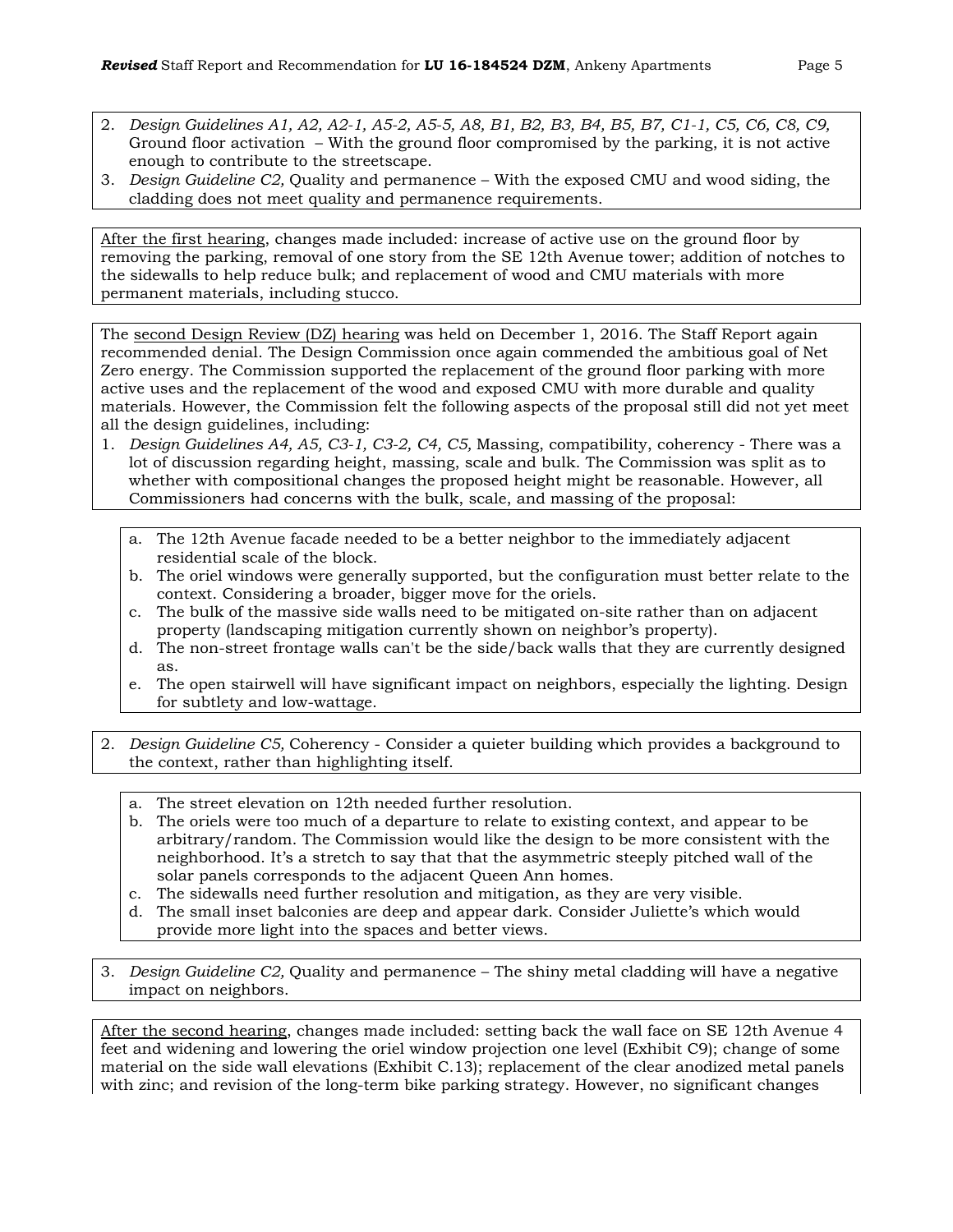2. *Design Guidelines A1, A2, A2-1, A5-2, A5-5, A8, B1, B2, B3, B4, B5, B7, C1-1, C5, C6, C8, C9,* Ground floor activation – With the ground floor compromised by the parking, it is not active enough to contribute to the streetscape.
3. *Design Guideline C2,* Quality and permanence – With the exposed CMU and wood siding, the cladding does not meet quality and permanence requirements.

After the first hearing, changes made included: increase of active use on the ground floor by removing the parking, removal of one story from the SE 12th Avenue tower; addition of notches to the sidewalls to help reduce bulk; and replacement of wood and CMU materials with more permanent materials, including stucco.

The second Design Review (DZ) hearing was held on December 1, 2016. The Staff Report again recommended denial. The Design Commission once again commended the ambitious goal of Net Zero energy. The Commission supported the replacement of the ground floor parking with more active uses and the replacement of the wood and exposed CMU with more durable and quality materials. However, the Commission felt the following aspects of the proposal still did not yet meet all the design guidelines, including:

1. *Design Guidelines A4, A5, C3-1, C3-2, C4, C5,* Massing, compatibility, coherency - There was a lot of discussion regarding height, massing, scale and bulk. The Commission was split as to whether with compositional changes the proposed height might be reasonable. However, all Commissioners had concerns with the bulk, scale, and massing of the proposal:
   a. The 12th Avenue facade needed to be a better neighbor to the immediately adjacent residential scale of the block.
   b. The oriel windows were generally supported, but the configuration must better relate to the context. Considering a broader, bigger move for the oriels.
   c. The bulk of the massive side walls need to be mitigated on-site rather than on adjacent property (landscaping mitigation currently shown on neighbor's property).
   d. The non-street frontage walls can't be the side/back walls that they are currently designed as.
   e. The open stairwell will have significant impact on neighbors, especially the lighting. Design for subtlety and low-wattage.
2. *Design Guideline C5,* Coherency - Consider a quieter building which provides a background to the context, rather than highlighting itself.
   a. The street elevation on 12th needed further resolution.
   b. The oriels were too much of a departure to relate to existing context, and appear to be arbitrary/random. The Commission would like the design to be more consistent with the neighborhood. It's a stretch to say that that the asymmetric steeply pitched wall of the solar panels corresponds to the adjacent Queen Ann homes.
   c. The sidewalls need further resolution and mitigation, as they are very visible.
   d. The small inset balconies are deep and appear dark. Consider Juliette's which would provide more light into the spaces and better views.
3. *Design Guideline C2,* Quality and permanence – The shiny metal cladding will have a negative impact on neighbors.

After the second hearing, changes made included: setting back the wall face on SE 12th Avenue 4 feet and widening and lowering the oriel window projection one level (Exhibit C9); change of some material on the side wall elevations (Exhibit C.13); replacement of the clear anodized metal panels with zinc; and revision of the long-term bike parking strategy. However, no significant changes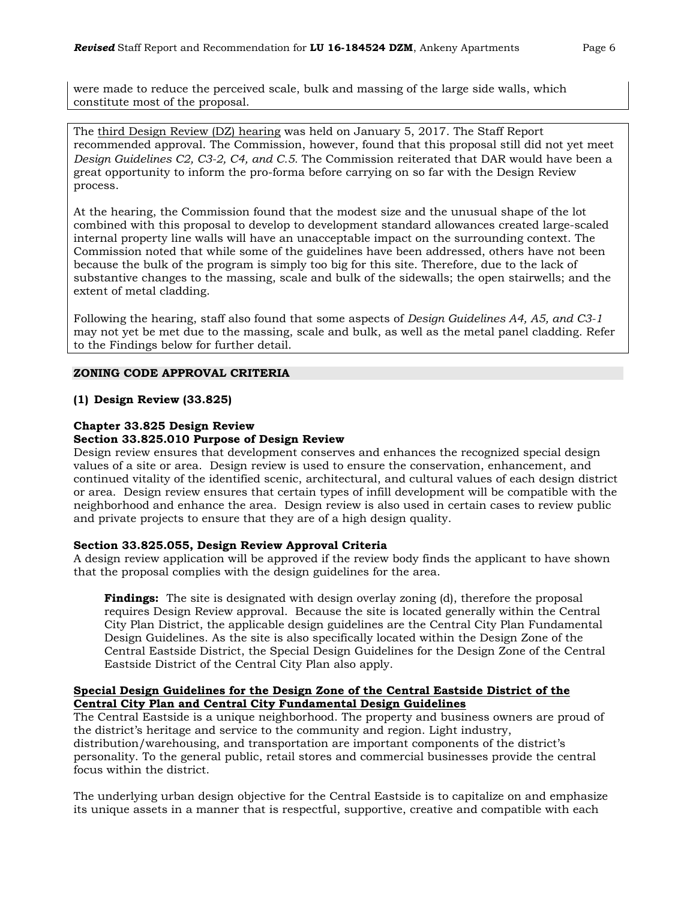were made to reduce the perceived scale, bulk and massing of the large side walls, which constitute most of the proposal.

The <u>third Design Review (DZ) hearing</u> was held on January 5, 2017. The Staff Report recommended approval. The Commission, however, found that this proposal still did not yet meet *Design Guidelines C2, C3-2, C4, and C.5.* The Commission reiterated that DAR would have been a great opportunity to inform the pro-forma before carrying on so far with the Design Review process.

At the hearing, the Commission found that the modest size and the unusual shape of the lot combined with this proposal to develop to development standard allowances created large-scaled internal property line walls will have an unacceptable impact on the surrounding context. The Commission noted that while some of the guidelines have been addressed, others have not been because the bulk of the program is simply too big for this site. Therefore, due to the lack of substantive changes to the massing, scale and bulk of the sidewalls; the open stairwells; and the extent of metal cladding.

Following the hearing, staff also found that some aspects of *Design Guidelines A4, A5, and C3-1* may not yet be met due to the massing, scale and bulk, as well as the metal panel cladding. Refer to the Findings below for further detail.

## ZONING CODE APPROVAL CRITERIA

### (1) Design Review (33.825)

**Chapter 33.825 Design Review**
**Section 33.825.010 Purpose of Design Review**

Design review ensures that development conserves and enhances the recognized special design values of a site or area. Design review is used to ensure the conservation, enhancement, and continued vitality of the identified scenic, architectural, and cultural values of each design district or area. Design review ensures that certain types of infill development will be compatible with the neighborhood and enhance the area. Design review is also used in certain cases to review public and private projects to ensure that they are of a high design quality.

**Section 33.825.055, Design Review Approval Criteria**

A design review application will be approved if the review body finds the applicant to have shown that the proposal complies with the design guidelines for the area.

> **Findings:** The site is designated with design overlay zoning (d), therefore the proposal requires Design Review approval. Because the site is located generally within the Central City Plan District, the applicable design guidelines are the Central City Plan Fundamental Design Guidelines. As the site is also specifically located within the Design Zone of the Central Eastside District, the Special Design Guidelines for the Design Zone of the Central Eastside District of the Central City Plan also apply.

**<u>Special Design Guidelines for the Design Zone of the Central Eastside District of the Central City Plan and Central City Fundamental Design Guidelines</u>**

The Central Eastside is a unique neighborhood. The property and business owners are proud of the district's heritage and service to the community and region. Light industry, distribution/warehousing, and transportation are important components of the district's personality. To the general public, retail stores and commercial businesses provide the central focus within the district.

The underlying urban design objective for the Central Eastside is to capitalize on and emphasize its unique assets in a manner that is respectful, supportive, creative and compatible with each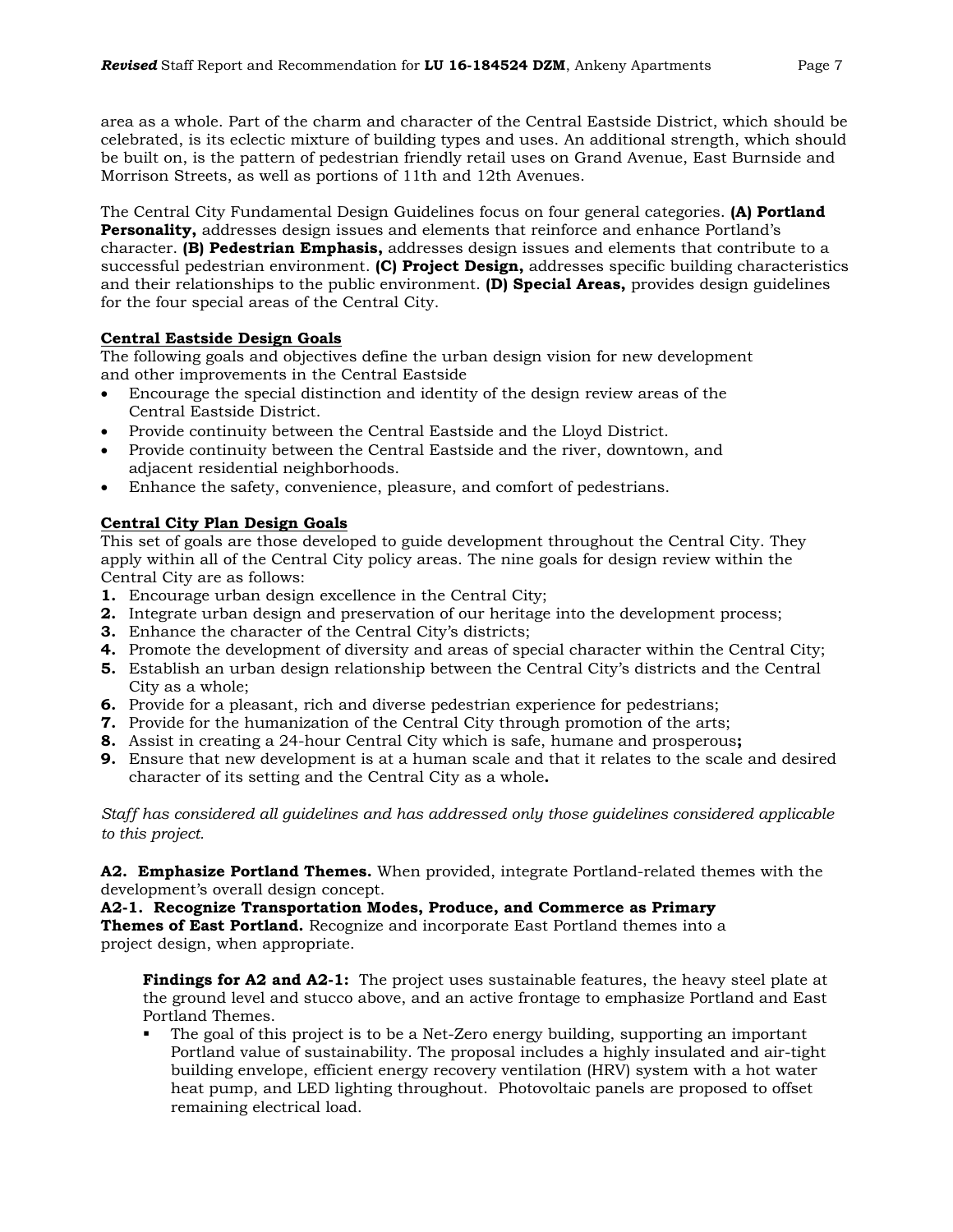area as a whole. Part of the charm and character of the Central Eastside District, which should be celebrated, is its eclectic mixture of building types and uses. An additional strength, which should be built on, is the pattern of pedestrian friendly retail uses on Grand Avenue, East Burnside and Morrison Streets, as well as portions of 11th and 12th Avenues.

The Central City Fundamental Design Guidelines focus on four general categories. **(A) Portland Personality,** addresses design issues and elements that reinforce and enhance Portland's character. **(B) Pedestrian Emphasis,** addresses design issues and elements that contribute to a successful pedestrian environment. **(C) Project Design,** addresses specific building characteristics and their relationships to the public environment. **(D) Special Areas,** provides design guidelines for the four special areas of the Central City.

**Central Eastside Design Goals**

The following goals and objectives define the urban design vision for new development and other improvements in the Central Eastside

- Encourage the special distinction and identity of the design review areas of the Central Eastside District.
- Provide continuity between the Central Eastside and the Lloyd District.
- Provide continuity between the Central Eastside and the river, downtown, and adjacent residential neighborhoods.
- Enhance the safety, convenience, pleasure, and comfort of pedestrians.

**Central City Plan Design Goals**

This set of goals are those developed to guide development throughout the Central City. They apply within all of the Central City policy areas. The nine goals for design review within the Central City are as follows:

1. Encourage urban design excellence in the Central City;
2. Integrate urban design and preservation of our heritage into the development process;
3. Enhance the character of the Central City's districts;
4. Promote the development of diversity and areas of special character within the Central City;
5. Establish an urban design relationship between the Central City's districts and the Central City as a whole;
6. Provide for a pleasant, rich and diverse pedestrian experience for pedestrians;
7. Provide for the humanization of the Central City through promotion of the arts;
8. Assist in creating a 24-hour Central City which is safe, humane and prosperous**;**
9. Ensure that new development is at a human scale and that it relates to the scale and desired character of its setting and the Central City as a whole**.**

*Staff has considered all guidelines and has addressed only those guidelines considered applicable to this project.*

**A2. Emphasize Portland Themes.** When provided, integrate Portland-related themes with the development's overall design concept.

**A2-1. Recognize Transportation Modes, Produce, and Commerce as Primary Themes of East Portland.** Recognize and incorporate East Portland themes into a project design, when appropriate.

**Findings for A2 and A2-1:** The project uses sustainable features, the heavy steel plate at the ground level and stucco above, and an active frontage to emphasize Portland and East Portland Themes.

- The goal of this project is to be a Net-Zero energy building, supporting an important Portland value of sustainability. The proposal includes a highly insulated and air-tight building envelope, efficient energy recovery ventilation (HRV) system with a hot water heat pump, and LED lighting throughout. Photovoltaic panels are proposed to offset remaining electrical load.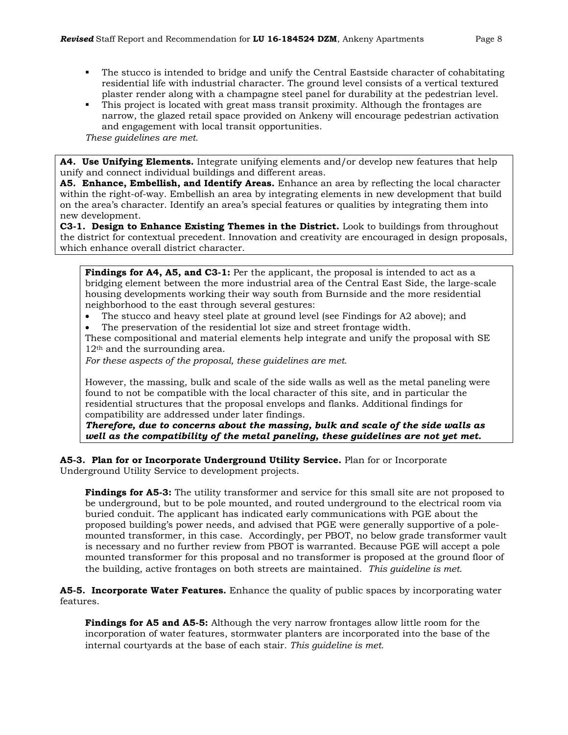- The stucco is intended to bridge and unify the Central Eastside character of cohabitating residential life with industrial character. The ground level consists of a vertical textured plaster render along with a champagne steel panel for durability at the pedestrian level.
- This project is located with great mass transit proximity. Although the frontages are narrow, the glazed retail space provided on Ankeny will encourage pedestrian activation and engagement with local transit opportunities.

*These guidelines are met.*

**A4. Use Unifying Elements.** Integrate unifying elements and/or develop new features that help unify and connect individual buildings and different areas.
**A5. Enhance, Embellish, and Identify Areas.** Enhance an area by reflecting the local character within the right-of-way. Embellish an area by integrating elements in new development that build on the area's character. Identify an area's special features or qualities by integrating them into new development.
**C3-1. Design to Enhance Existing Themes in the District.** Look to buildings from throughout the district for contextual precedent. Innovation and creativity are encouraged in design proposals, which enhance overall district character.

**Findings for A4, A5, and C3-1:** Per the applicant, the proposal is intended to act as a bridging element between the more industrial area of the Central East Side, the large-scale housing developments working their way south from Burnside and the more residential neighborhood to the east through several gestures:

- The stucco and heavy steel plate at ground level (see Findings for A2 above); and
- The preservation of the residential lot size and street frontage width.

These compositional and material elements help integrate and unify the proposal with SE 12th and the surrounding area.
*For these aspects of the proposal, these guidelines are met.*

However, the massing, bulk and scale of the side walls as well as the metal paneling were found to not be compatible with the local character of this site, and in particular the residential structures that the proposal envelops and flanks. Additional findings for compatibility are addressed under later findings.
***Therefore, due to concerns about the massing, bulk and scale of the side walls as well as the compatibility of the metal paneling, these guidelines are not yet met.***

**A5-3. Plan for or Incorporate Underground Utility Service.** Plan for or Incorporate Underground Utility Service to development projects.

**Findings for A5-3:** The utility transformer and service for this small site are not proposed to be underground, but to be pole mounted, and routed underground to the electrical room via buried conduit. The applicant has indicated early communications with PGE about the proposed building's power needs, and advised that PGE were generally supportive of a pole-mounted transformer, in this case. Accordingly, per PBOT, no below grade transformer vault is necessary and no further review from PBOT is warranted. Because PGE will accept a pole mounted transformer for this proposal and no transformer is proposed at the ground floor of the building, active frontages on both streets are maintained. *This guideline is met.*

**A5-5. Incorporate Water Features.** Enhance the quality of public spaces by incorporating water features.

**Findings for A5 and A5-5:** Although the very narrow frontages allow little room for the incorporation of water features, stormwater planters are incorporated into the base of the internal courtyards at the base of each stair. *This guideline is met.*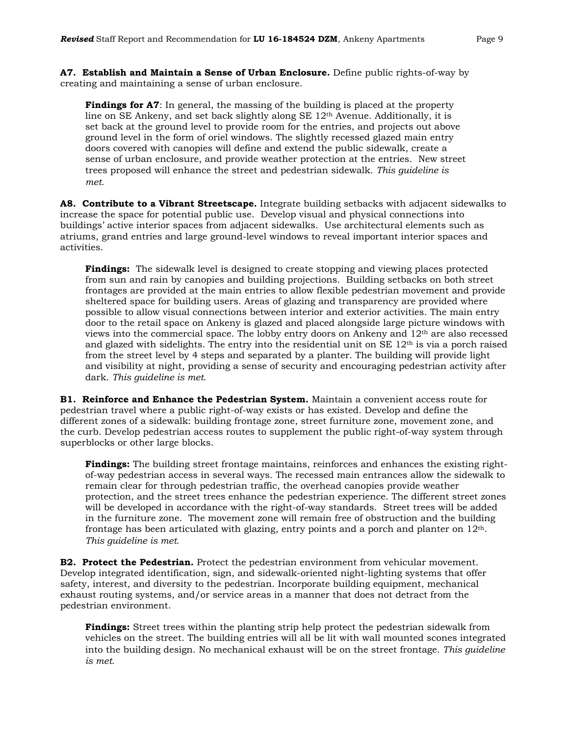**A7. Establish and Maintain a Sense of Urban Enclosure.** Define public rights-of-way by creating and maintaining a sense of urban enclosure.

> **Findings for A7**: In general, the massing of the building is placed at the property line on SE Ankeny, and set back slightly along SE 12th Avenue. Additionally, it is set back at the ground level to provide room for the entries, and projects out above ground level in the form of oriel windows. The slightly recessed glazed main entry doors covered with canopies will define and extend the public sidewalk, create a sense of urban enclosure, and provide weather protection at the entries. New street trees proposed will enhance the street and pedestrian sidewalk. *This guideline is met.*

**A8. Contribute to a Vibrant Streetscape.** Integrate building setbacks with adjacent sidewalks to increase the space for potential public use. Develop visual and physical connections into buildings' active interior spaces from adjacent sidewalks. Use architectural elements such as atriums, grand entries and large ground-level windows to reveal important interior spaces and activities.

> **Findings:** The sidewalk level is designed to create stopping and viewing places protected from sun and rain by canopies and building projections. Building setbacks on both street frontages are provided at the main entries to allow flexible pedestrian movement and provide sheltered space for building users. Areas of glazing and transparency are provided where possible to allow visual connections between interior and exterior activities. The main entry door to the retail space on Ankeny is glazed and placed alongside large picture windows with views into the commercial space. The lobby entry doors on Ankeny and 12th are also recessed and glazed with sidelights. The entry into the residential unit on SE 12th is via a porch raised from the street level by 4 steps and separated by a planter. The building will provide light and visibility at night, providing a sense of security and encouraging pedestrian activity after dark. *This guideline is met.*

**B1. Reinforce and Enhance the Pedestrian System.** Maintain a convenient access route for pedestrian travel where a public right-of-way exists or has existed. Develop and define the different zones of a sidewalk: building frontage zone, street furniture zone, movement zone, and the curb. Develop pedestrian access routes to supplement the public right-of-way system through superblocks or other large blocks.

> **Findings:** The building street frontage maintains, reinforces and enhances the existing right-of-way pedestrian access in several ways. The recessed main entrances allow the sidewalk to remain clear for through pedestrian traffic, the overhead canopies provide weather protection, and the street trees enhance the pedestrian experience. The different street zones will be developed in accordance with the right-of-way standards. Street trees will be added in the furniture zone. The movement zone will remain free of obstruction and the building frontage has been articulated with glazing, entry points and a porch and planter on 12th. *This guideline is met.*

**B2. Protect the Pedestrian.** Protect the pedestrian environment from vehicular movement. Develop integrated identification, sign, and sidewalk-oriented night-lighting systems that offer safety, interest, and diversity to the pedestrian. Incorporate building equipment, mechanical exhaust routing systems, and/or service areas in a manner that does not detract from the pedestrian environment.

> **Findings:** Street trees within the planting strip help protect the pedestrian sidewalk from vehicles on the street. The building entries will all be lit with wall mounted scones integrated into the building design. No mechanical exhaust will be on the street frontage. *This guideline is met.*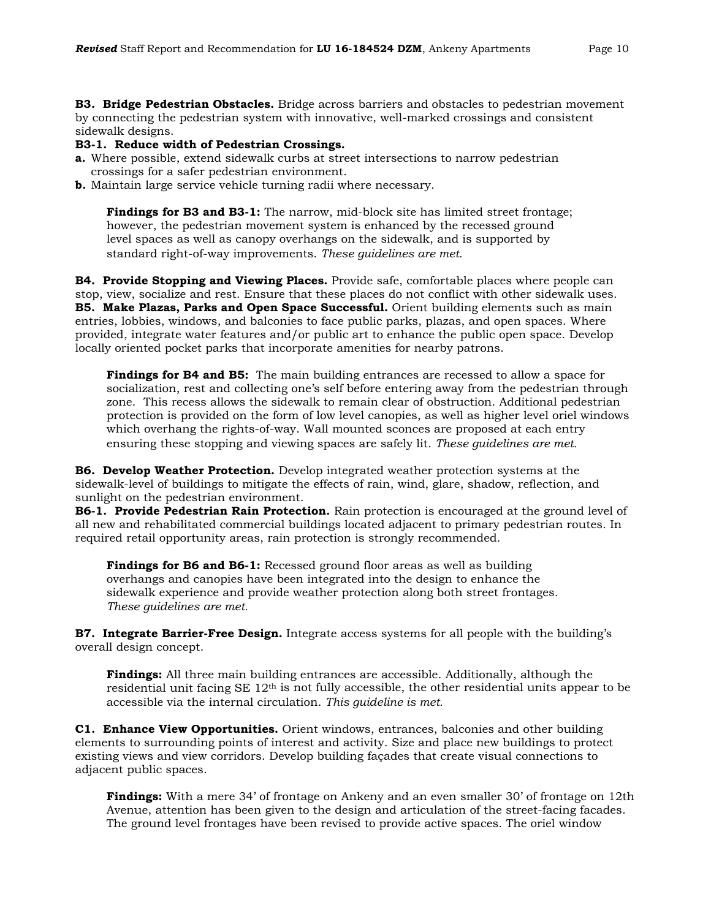**B3. Bridge Pedestrian Obstacles.** Bridge across barriers and obstacles to pedestrian movement by connecting the pedestrian system with innovative, well-marked crossings and consistent sidewalk designs.

**B3-1. Reduce width of Pedestrian Crossings.**

**a.** Where possible, extend sidewalk curbs at street intersections to narrow pedestrian crossings for a safer pedestrian environment.

**b.** Maintain large service vehicle turning radii where necessary.

> **Findings for B3 and B3-1:** The narrow, mid-block site has limited street frontage; however, the pedestrian movement system is enhanced by the recessed ground level spaces as well as canopy overhangs on the sidewalk, and is supported by standard right-of-way improvements. *These guidelines are met.*

**B4. Provide Stopping and Viewing Places.** Provide safe, comfortable places where people can stop, view, socialize and rest. Ensure that these places do not conflict with other sidewalk uses.

**B5. Make Plazas, Parks and Open Space Successful.** Orient building elements such as main entries, lobbies, windows, and balconies to face public parks, plazas, and open spaces. Where provided, integrate water features and/or public art to enhance the public open space. Develop locally oriented pocket parks that incorporate amenities for nearby patrons.

> **Findings for B4 and B5:** The main building entrances are recessed to allow a space for socialization, rest and collecting one's self before entering away from the pedestrian through zone. This recess allows the sidewalk to remain clear of obstruction. Additional pedestrian protection is provided on the form of low level canopies, as well as higher level oriel windows which overhang the rights-of-way. Wall mounted sconces are proposed at each entry ensuring these stopping and viewing spaces are safely lit. *These guidelines are met.*

**B6. Develop Weather Protection.** Develop integrated weather protection systems at the sidewalk-level of buildings to mitigate the effects of rain, wind, glare, shadow, reflection, and sunlight on the pedestrian environment.

**B6-1. Provide Pedestrian Rain Protection.** Rain protection is encouraged at the ground level of all new and rehabilitated commercial buildings located adjacent to primary pedestrian routes. In required retail opportunity areas, rain protection is strongly recommended.

> **Findings for B6 and B6-1:** Recessed ground floor areas as well as building overhangs and canopies have been integrated into the design to enhance the sidewalk experience and provide weather protection along both street frontages. *These guidelines are met.*

**B7. Integrate Barrier-Free Design.** Integrate access systems for all people with the building's overall design concept.

> **Findings:** All three main building entrances are accessible. Additionally, although the residential unit facing SE 12th is not fully accessible, the other residential units appear to be accessible via the internal circulation. *This guideline is met.*

**C1. Enhance View Opportunities.** Orient windows, entrances, balconies and other building elements to surrounding points of interest and activity. Size and place new buildings to protect existing views and view corridors. Develop building façades that create visual connections to adjacent public spaces.

> **Findings:** With a mere 34' of frontage on Ankeny and an even smaller 30' of frontage on 12th Avenue, attention has been given to the design and articulation of the street-facing facades. The ground level frontages have been revised to provide active spaces. The oriel window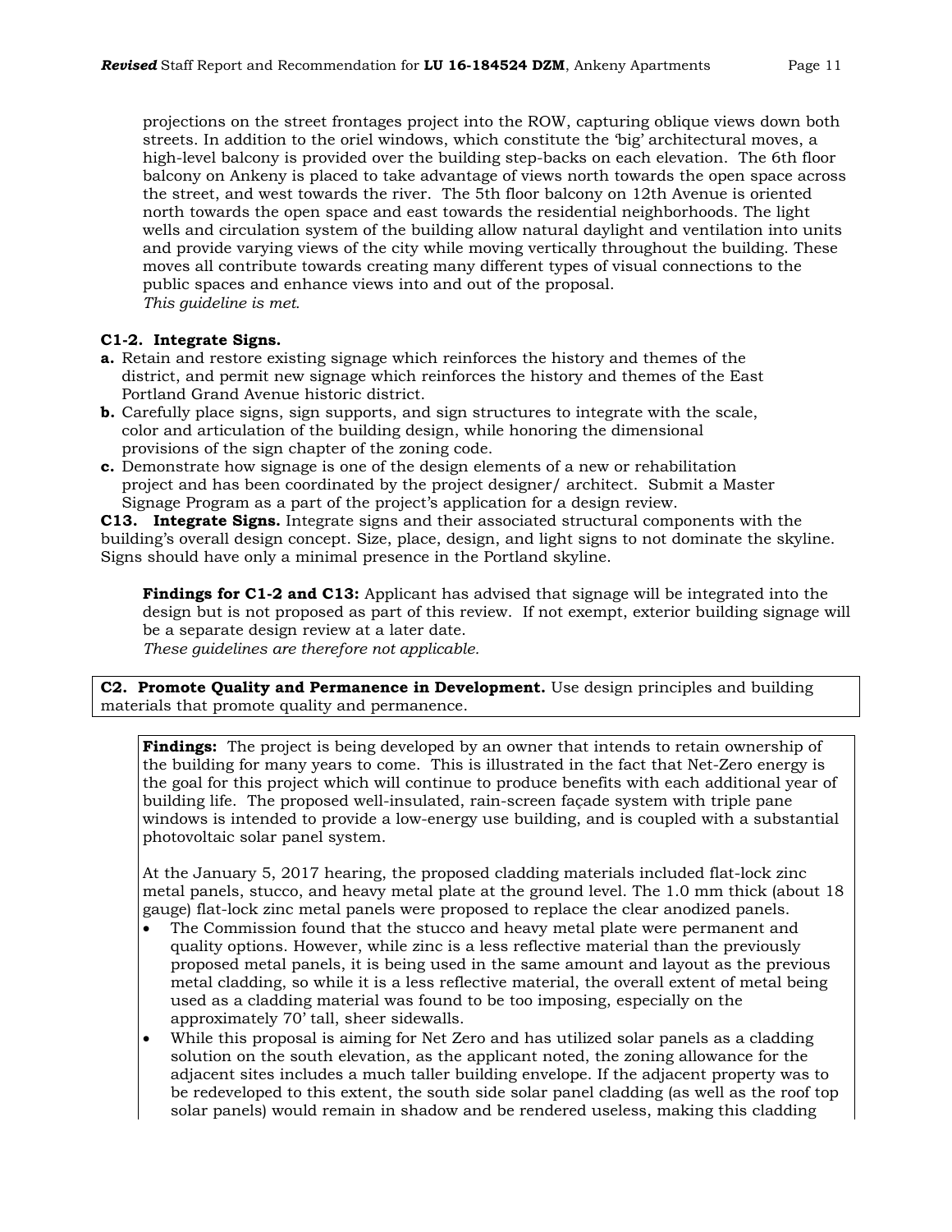projections on the street frontages project into the ROW, capturing oblique views down both streets. In addition to the oriel windows, which constitute the 'big' architectural moves, a high-level balcony is provided over the building step-backs on each elevation. The 6th floor balcony on Ankeny is placed to take advantage of views north towards the open space across the street, and west towards the river. The 5th floor balcony on 12th Avenue is oriented north towards the open space and east towards the residential neighborhoods. The light wells and circulation system of the building allow natural daylight and ventilation into units and provide varying views of the city while moving vertically throughout the building. These moves all contribute towards creating many different types of visual connections to the public spaces and enhance views into and out of the proposal.
*This guideline is met.*

**C1-2. Integrate Signs.**

**a.** Retain and restore existing signage which reinforces the history and themes of the district, and permit new signage which reinforces the history and themes of the East Portland Grand Avenue historic district.

**b.** Carefully place signs, sign supports, and sign structures to integrate with the scale, color and articulation of the building design, while honoring the dimensional provisions of the sign chapter of the zoning code.

**c.** Demonstrate how signage is one of the design elements of a new or rehabilitation project and has been coordinated by the project designer/ architect. Submit a Master Signage Program as a part of the project's application for a design review.

**C13. Integrate Signs.** Integrate signs and their associated structural components with the building's overall design concept. Size, place, design, and light signs to not dominate the skyline. Signs should have only a minimal presence in the Portland skyline.

**Findings for C1-2 and C13:** Applicant has advised that signage will be integrated into the design but is not proposed as part of this review. If not exempt, exterior building signage will be a separate design review at a later date.
*These guidelines are therefore not applicable.*

**C2. Promote Quality and Permanence in Development.** Use design principles and building materials that promote quality and permanence.

**Findings:** The project is being developed by an owner that intends to retain ownership of the building for many years to come. This is illustrated in the fact that Net-Zero energy is the goal for this project which will continue to produce benefits with each additional year of building life. The proposed well-insulated, rain-screen façade system with triple pane windows is intended to provide a low-energy use building, and is coupled with a substantial photovoltaic solar panel system.

At the January 5, 2017 hearing, the proposed cladding materials included flat-lock zinc metal panels, stucco, and heavy metal plate at the ground level. The 1.0 mm thick (about 18 gauge) flat-lock zinc metal panels were proposed to replace the clear anodized panels.

- The Commission found that the stucco and heavy metal plate were permanent and quality options. However, while zinc is a less reflective material than the previously proposed metal panels, it is being used in the same amount and layout as the previous metal cladding, so while it is a less reflective material, the overall extent of metal being used as a cladding material was found to be too imposing, especially on the approximately 70' tall, sheer sidewalls.
- While this proposal is aiming for Net Zero and has utilized solar panels as a cladding solution on the south elevation, as the applicant noted, the zoning allowance for the adjacent sites includes a much taller building envelope. If the adjacent property was to be redeveloped to this extent, the south side solar panel cladding (as well as the roof top solar panels) would remain in shadow and be rendered useless, making this cladding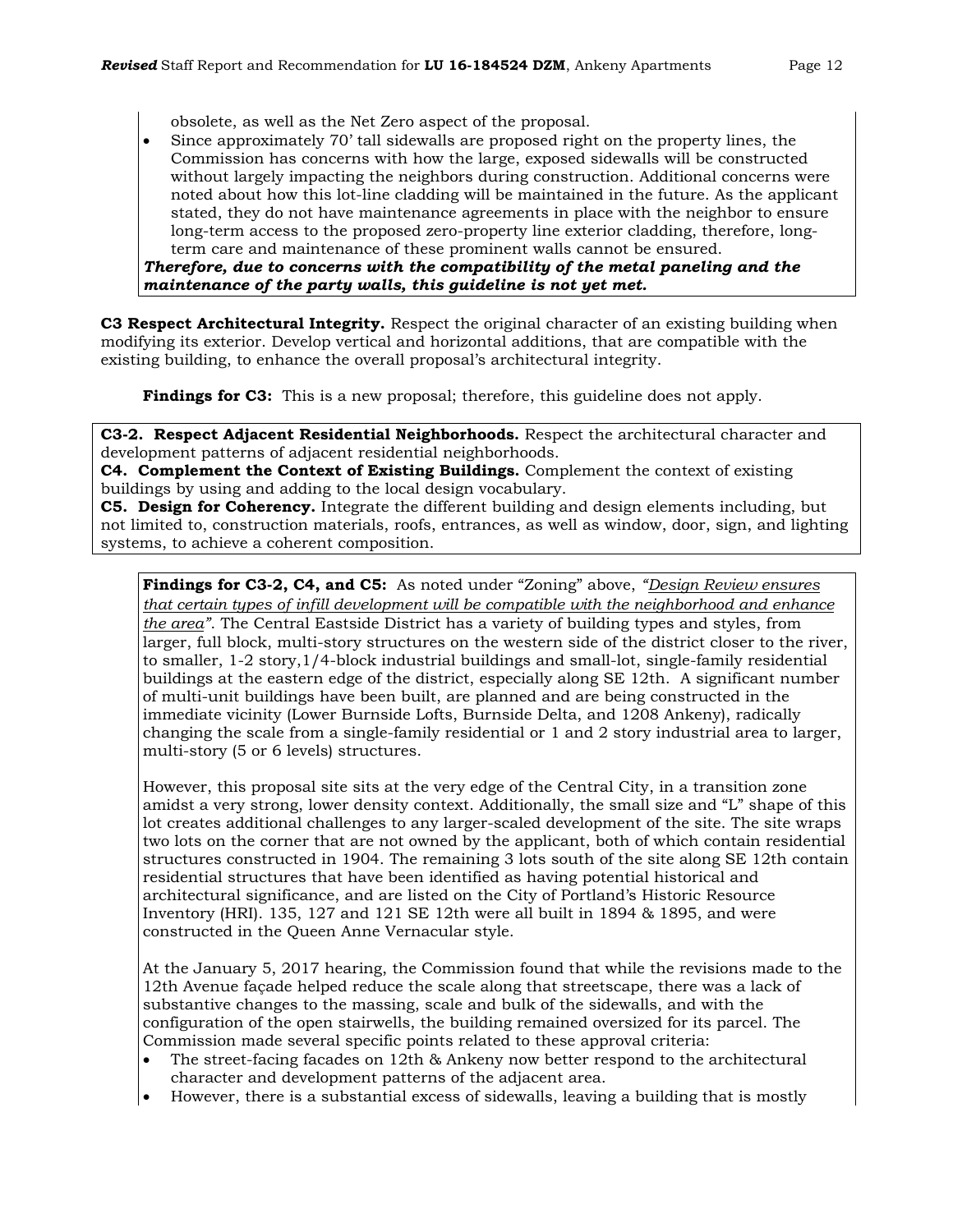obsolete, as well as the Net Zero aspect of the proposal.

- Since approximately 70' tall sidewalls are proposed right on the property lines, the Commission has concerns with how the large, exposed sidewalls will be constructed without largely impacting the neighbors during construction. Additional concerns were noted about how this lot-line cladding will be maintained in the future. As the applicant stated, they do not have maintenance agreements in place with the neighbor to ensure long-term access to the proposed zero-property line exterior cladding, therefore, long-term care and maintenance of these prominent walls cannot be ensured.

***Therefore, due to concerns with the compatibility of the metal paneling and the maintenance of the party walls, this guideline is not yet met.***

**C3 Respect Architectural Integrity.** Respect the original character of an existing building when modifying its exterior. Develop vertical and horizontal additions, that are compatible with the existing building, to enhance the overall proposal's architectural integrity.

**Findings for C3:** This is a new proposal; therefore, this guideline does not apply.

**C3-2. Respect Adjacent Residential Neighborhoods.** Respect the architectural character and development patterns of adjacent residential neighborhoods.

**C4. Complement the Context of Existing Buildings.** Complement the context of existing buildings by using and adding to the local design vocabulary.

**C5. Design for Coherency.** Integrate the different building and design elements including, but not limited to, construction materials, roofs, entrances, as well as window, door, sign, and lighting systems, to achieve a coherent composition.

**Findings for C3-2, C4, and C5:** As noted under "Zoning" above, *"Design Review ensures that certain types of infill development will be compatible with the neighborhood and enhance the area"*. The Central Eastside District has a variety of building types and styles, from larger, full block, multi-story structures on the western side of the district closer to the river, to smaller, 1-2 story,1/4-block industrial buildings and small-lot, single-family residential buildings at the eastern edge of the district, especially along SE 12th. A significant number of multi-unit buildings have been built, are planned and are being constructed in the immediate vicinity (Lower Burnside Lofts, Burnside Delta, and 1208 Ankeny), radically changing the scale from a single-family residential or 1 and 2 story industrial area to larger, multi-story (5 or 6 levels) structures.

However, this proposal site sits at the very edge of the Central City, in a transition zone amidst a very strong, lower density context. Additionally, the small size and "L" shape of this lot creates additional challenges to any larger-scaled development of the site. The site wraps two lots on the corner that are not owned by the applicant, both of which contain residential structures constructed in 1904. The remaining 3 lots south of the site along SE 12th contain residential structures that have been identified as having potential historical and architectural significance, and are listed on the City of Portland's Historic Resource Inventory (HRI). 135, 127 and 121 SE 12th were all built in 1894 & 1895, and were constructed in the Queen Anne Vernacular style.

At the January 5, 2017 hearing, the Commission found that while the revisions made to the 12th Avenue façade helped reduce the scale along that streetscape, there was a lack of substantive changes to the massing, scale and bulk of the sidewalls, and with the configuration of the open stairwells, the building remained oversized for its parcel. The Commission made several specific points related to these approval criteria:

- The street-facing facades on 12th & Ankeny now better respond to the architectural character and development patterns of the adjacent area.
- However, there is a substantial excess of sidewalls, leaving a building that is mostly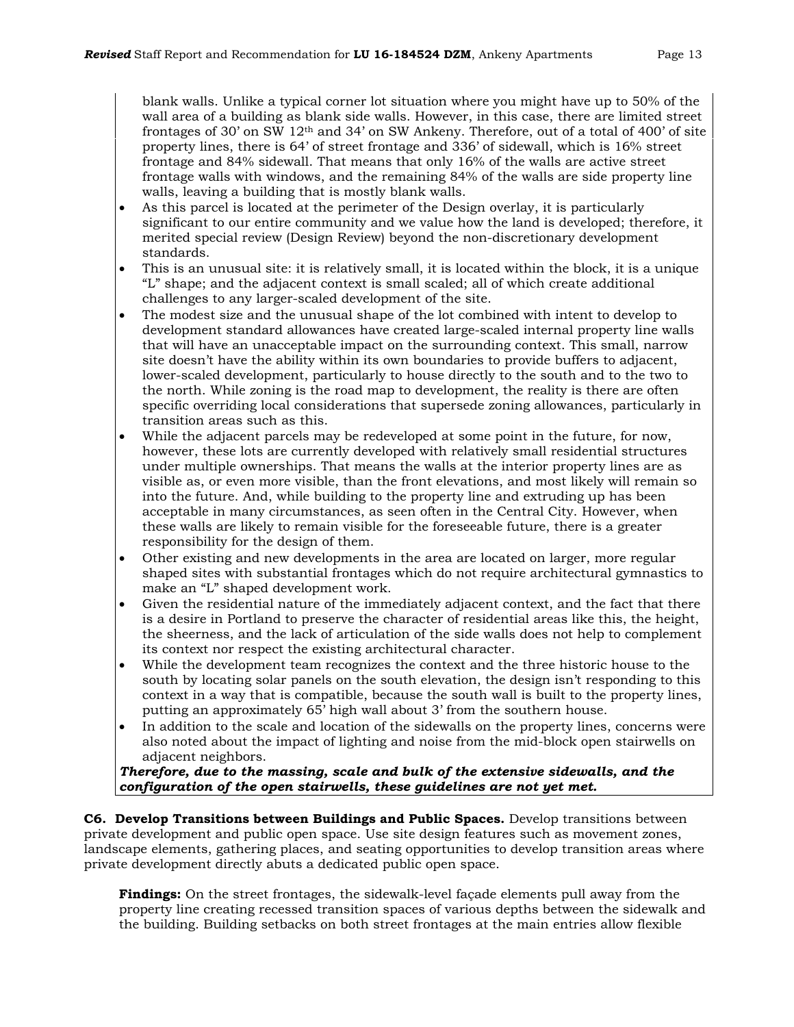blank walls. Unlike a typical corner lot situation where you might have up to 50% of the wall area of a building as blank side walls. However, in this case, there are limited street frontages of 30' on SW 12th and 34' on SW Ankeny. Therefore, out of a total of 400' of site property lines, there is 64' of street frontage and 336' of sidewall, which is 16% street frontage and 84% sidewall. That means that only 16% of the walls are active street frontage walls with windows, and the remaining 84% of the walls are side property line walls, leaving a building that is mostly blank walls.

- As this parcel is located at the perimeter of the Design overlay, it is particularly significant to our entire community and we value how the land is developed; therefore, it merited special review (Design Review) beyond the non-discretionary development standards.
- This is an unusual site: it is relatively small, it is located within the block, it is a unique "L" shape; and the adjacent context is small scaled; all of which create additional challenges to any larger-scaled development of the site.
- The modest size and the unusual shape of the lot combined with intent to develop to development standard allowances have created large-scaled internal property line walls that will have an unacceptable impact on the surrounding context. This small, narrow site doesn't have the ability within its own boundaries to provide buffers to adjacent, lower-scaled development, particularly to house directly to the south and to the two to the north. While zoning is the road map to development, the reality is there are often specific overriding local considerations that supersede zoning allowances, particularly in transition areas such as this.
- While the adjacent parcels may be redeveloped at some point in the future, for now, however, these lots are currently developed with relatively small residential structures under multiple ownerships. That means the walls at the interior property lines are as visible as, or even more visible, than the front elevations, and most likely will remain so into the future. And, while building to the property line and extruding up has been acceptable in many circumstances, as seen often in the Central City. However, when these walls are likely to remain visible for the foreseeable future, there is a greater responsibility for the design of them.
- Other existing and new developments in the area are located on larger, more regular shaped sites with substantial frontages which do not require architectural gymnastics to make an "L" shaped development work.
- Given the residential nature of the immediately adjacent context, and the fact that there is a desire in Portland to preserve the character of residential areas like this, the height, the sheerness, and the lack of articulation of the side walls does not help to complement its context nor respect the existing architectural character.
- While the development team recognizes the context and the three historic house to the south by locating solar panels on the south elevation, the design isn't responding to this context in a way that is compatible, because the south wall is built to the property lines, putting an approximately 65' high wall about 3' from the southern house.
- In addition to the scale and location of the sidewalls on the property lines, concerns were also noted about the impact of lighting and noise from the mid-block open stairwells on adjacent neighbors.

***Therefore, due to the massing, scale and bulk of the extensive sidewalls, and the configuration of the open stairwells, these guidelines are not yet met.***

**C6. Develop Transitions between Buildings and Public Spaces.** Develop transitions between private development and public open space. Use site design features such as movement zones, landscape elements, gathering places, and seating opportunities to develop transition areas where private development directly abuts a dedicated public open space.

**Findings:** On the street frontages, the sidewalk-level façade elements pull away from the property line creating recessed transition spaces of various depths between the sidewalk and the building. Building setbacks on both street frontages at the main entries allow flexible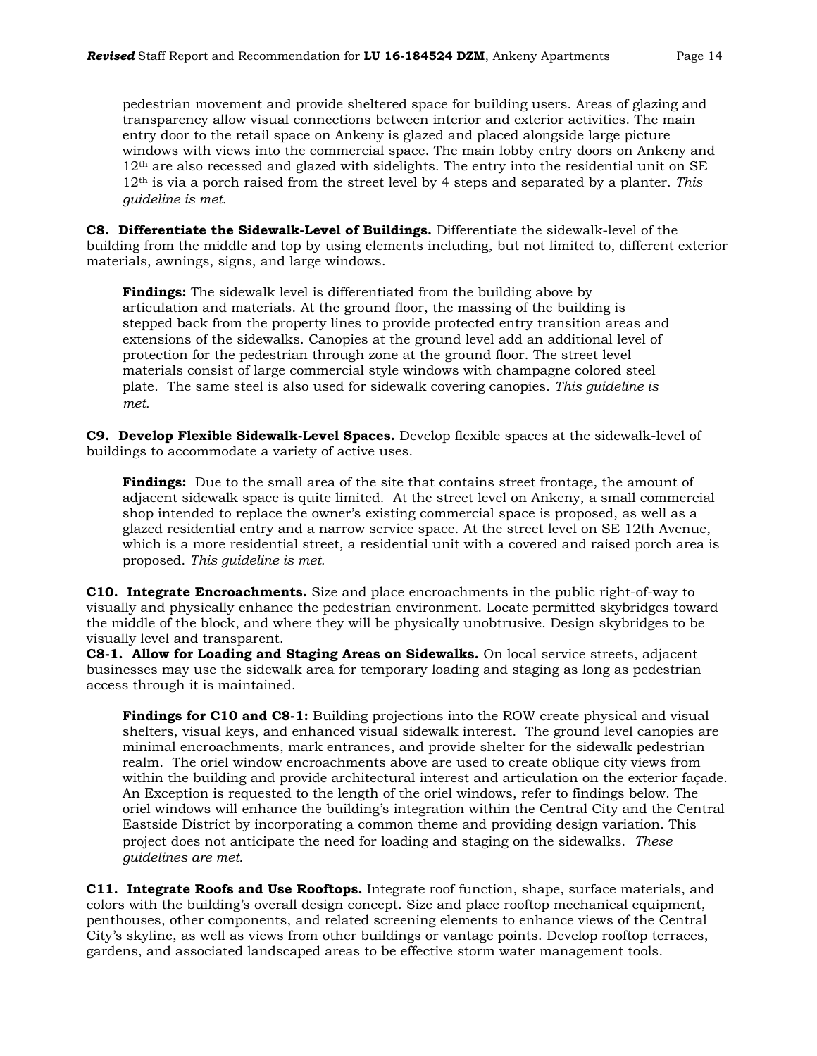pedestrian movement and provide sheltered space for building users. Areas of glazing and transparency allow visual connections between interior and exterior activities. The main entry door to the retail space on Ankeny is glazed and placed alongside large picture windows with views into the commercial space. The main lobby entry doors on Ankeny and 12th are also recessed and glazed with sidelights. The entry into the residential unit on SE 12th is via a porch raised from the street level by 4 steps and separated by a planter. *This guideline is met.*

**C8. Differentiate the Sidewalk-Level of Buildings.** Differentiate the sidewalk-level of the building from the middle and top by using elements including, but not limited to, different exterior materials, awnings, signs, and large windows.

**Findings:** The sidewalk level is differentiated from the building above by articulation and materials. At the ground floor, the massing of the building is stepped back from the property lines to provide protected entry transition areas and extensions of the sidewalks. Canopies at the ground level add an additional level of protection for the pedestrian through zone at the ground floor. The street level materials consist of large commercial style windows with champagne colored steel plate. The same steel is also used for sidewalk covering canopies. *This guideline is met.*

**C9. Develop Flexible Sidewalk-Level Spaces.** Develop flexible spaces at the sidewalk-level of buildings to accommodate a variety of active uses.

**Findings:** Due to the small area of the site that contains street frontage, the amount of adjacent sidewalk space is quite limited. At the street level on Ankeny, a small commercial shop intended to replace the owner's existing commercial space is proposed, as well as a glazed residential entry and a narrow service space. At the street level on SE 12th Avenue, which is a more residential street, a residential unit with a covered and raised porch area is proposed. *This guideline is met.*

**C10. Integrate Encroachments.** Size and place encroachments in the public right-of-way to visually and physically enhance the pedestrian environment. Locate permitted skybridges toward the middle of the block, and where they will be physically unobtrusive. Design skybridges to be visually level and transparent.
**C8-1. Allow for Loading and Staging Areas on Sidewalks.** On local service streets, adjacent businesses may use the sidewalk area for temporary loading and staging as long as pedestrian access through it is maintained.

**Findings for C10 and C8-1:** Building projections into the ROW create physical and visual shelters, visual keys, and enhanced visual sidewalk interest. The ground level canopies are minimal encroachments, mark entrances, and provide shelter for the sidewalk pedestrian realm. The oriel window encroachments above are used to create oblique city views from within the building and provide architectural interest and articulation on the exterior façade. An Exception is requested to the length of the oriel windows, refer to findings below. The oriel windows will enhance the building's integration within the Central City and the Central Eastside District by incorporating a common theme and providing design variation. This project does not anticipate the need for loading and staging on the sidewalks. *These guidelines are met.*

**C11. Integrate Roofs and Use Rooftops.** Integrate roof function, shape, surface materials, and colors with the building's overall design concept. Size and place rooftop mechanical equipment, penthouses, other components, and related screening elements to enhance views of the Central City's skyline, as well as views from other buildings or vantage points. Develop rooftop terraces, gardens, and associated landscaped areas to be effective storm water management tools.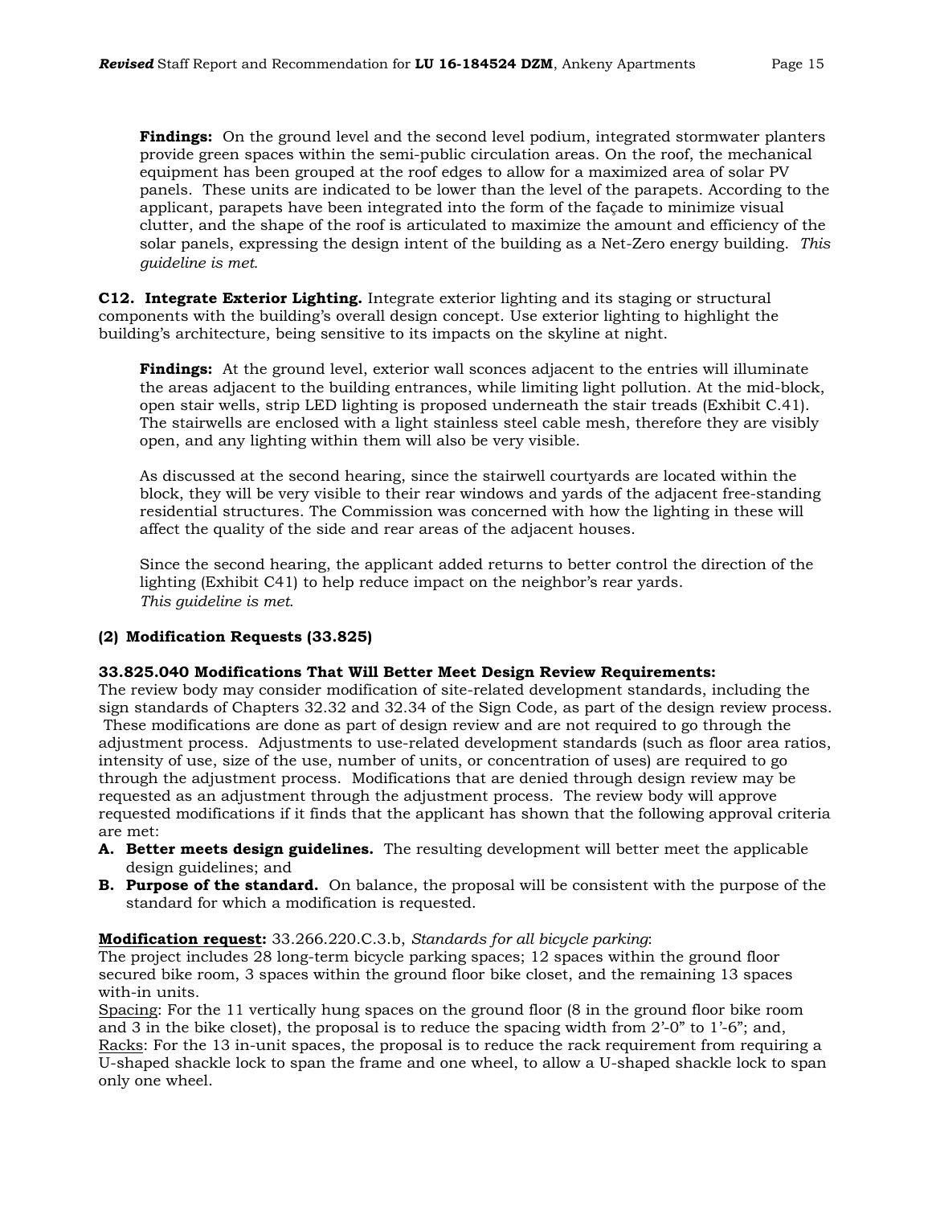**Findings:** On the ground level and the second level podium, integrated stormwater planters provide green spaces within the semi-public circulation areas. On the roof, the mechanical equipment has been grouped at the roof edges to allow for a maximized area of solar PV panels. These units are indicated to be lower than the level of the parapets. According to the applicant, parapets have been integrated into the form of the façade to minimize visual clutter, and the shape of the roof is articulated to maximize the amount and efficiency of the solar panels, expressing the design intent of the building as a Net-Zero energy building. *This guideline is met.*

**C12. Integrate Exterior Lighting.** Integrate exterior lighting and its staging or structural components with the building's overall design concept. Use exterior lighting to highlight the building's architecture, being sensitive to its impacts on the skyline at night.

**Findings:** At the ground level, exterior wall sconces adjacent to the entries will illuminate the areas adjacent to the building entrances, while limiting light pollution. At the mid-block, open stair wells, strip LED lighting is proposed underneath the stair treads (Exhibit C.41). The stairwells are enclosed with a light stainless steel cable mesh, therefore they are visibly open, and any lighting within them will also be very visible.

As discussed at the second hearing, since the stairwell courtyards are located within the block, they will be very visible to their rear windows and yards of the adjacent free-standing residential structures. The Commission was concerned with how the lighting in these will affect the quality of the side and rear areas of the adjacent houses.

Since the second hearing, the applicant added returns to better control the direction of the lighting (Exhibit C41) to help reduce impact on the neighbor's rear yards.
*This guideline is met.*

### (2) Modification Requests (33.825)

**33.825.040 Modifications That Will Better Meet Design Review Requirements:**
The review body may consider modification of site-related development standards, including the sign standards of Chapters 32.32 and 32.34 of the Sign Code, as part of the design review process. These modifications are done as part of design review and are not required to go through the adjustment process. Adjustments to use-related development standards (such as floor area ratios, intensity of use, size of the use, number of units, or concentration of uses) are required to go through the adjustment process. Modifications that are denied through design review may be requested as an adjustment through the adjustment process. The review body will approve requested modifications if it finds that the applicant has shown that the following approval criteria are met:

- **A. Better meets design guidelines.** The resulting development will better meet the applicable design guidelines; and
- **B. Purpose of the standard.** On balance, the proposal will be consistent with the purpose of the standard for which a modification is requested.

**Modification request:** 33.266.220.C.3.b, *Standards for all bicycle parking*:
The project includes 28 long-term bicycle parking spaces; 12 spaces within the ground floor secured bike room, 3 spaces within the ground floor bike closet, and the remaining 13 spaces with-in units.
Spacing: For the 11 vertically hung spaces on the ground floor (8 in the ground floor bike room and 3 in the bike closet), the proposal is to reduce the spacing width from 2'-0" to 1'-6"; and,
Racks: For the 13 in-unit spaces, the proposal is to reduce the rack requirement from requiring a U-shaped shackle lock to span the frame and one wheel, to allow a U-shaped shackle lock to span only one wheel.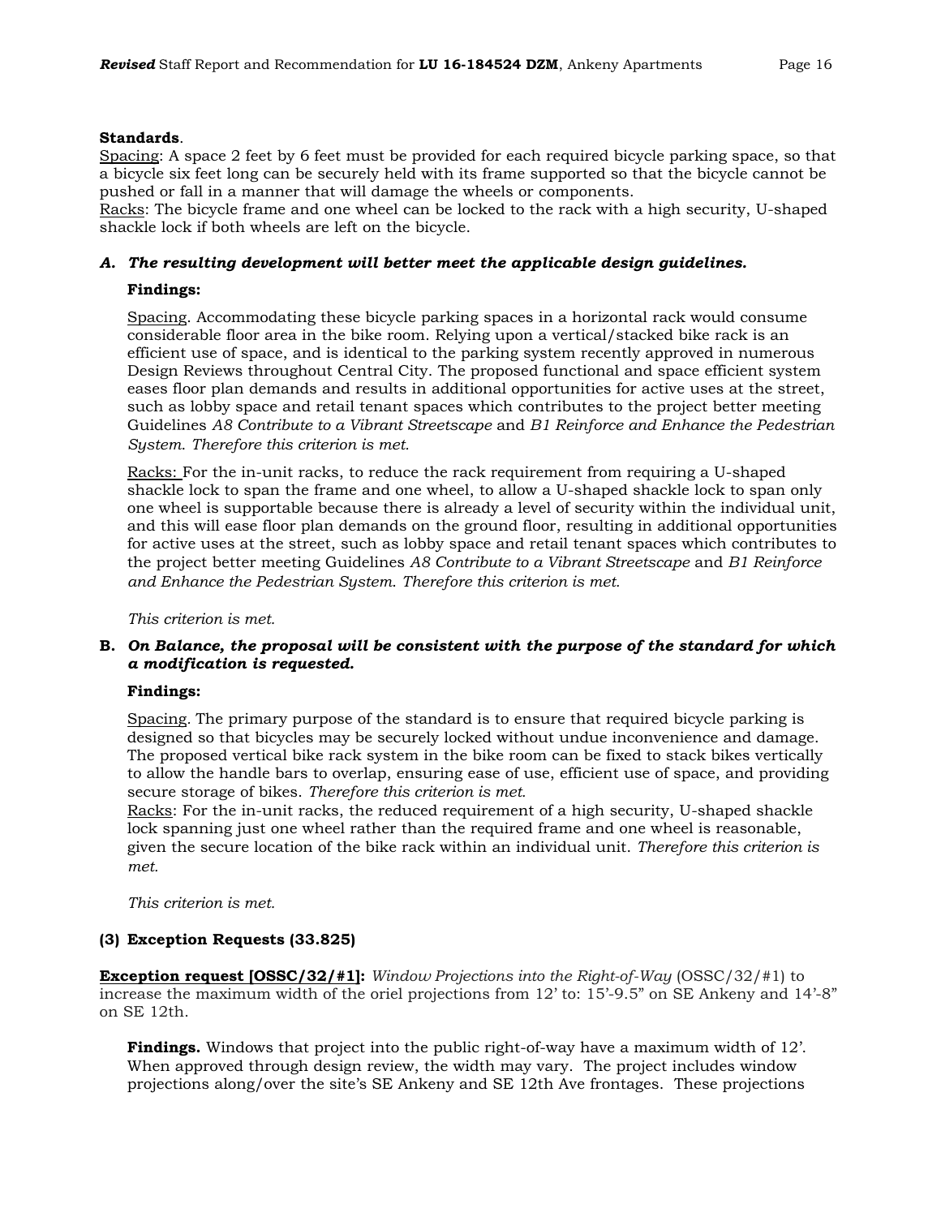**Standards**.

Spacing: A space 2 feet by 6 feet must be provided for each required bicycle parking space, so that a bicycle six feet long can be securely held with its frame supported so that the bicycle cannot be pushed or fall in a manner that will damage the wheels or components.

Racks: The bicycle frame and one wheel can be locked to the rack with a high security, U-shaped shackle lock if both wheels are left on the bicycle.

***A. The resulting development will better meet the applicable design guidelines.***

**Findings:**

Spacing. Accommodating these bicycle parking spaces in a horizontal rack would consume considerable floor area in the bike room. Relying upon a vertical/stacked bike rack is an efficient use of space, and is identical to the parking system recently approved in numerous Design Reviews throughout Central City. The proposed functional and space efficient system eases floor plan demands and results in additional opportunities for active uses at the street, such as lobby space and retail tenant spaces which contributes to the project better meeting Guidelines *A8 Contribute to a Vibrant Streetscape* and *B1 Reinforce and Enhance the Pedestrian System. Therefore this criterion is met.*

Racks: For the in-unit racks, to reduce the rack requirement from requiring a U-shaped shackle lock to span the frame and one wheel, to allow a U-shaped shackle lock to span only one wheel is supportable because there is already a level of security within the individual unit, and this will ease floor plan demands on the ground floor, resulting in additional opportunities for active uses at the street, such as lobby space and retail tenant spaces which contributes to the project better meeting Guidelines *A8 Contribute to a Vibrant Streetscape* and *B1 Reinforce and Enhance the Pedestrian System. Therefore this criterion is met.*

*This criterion is met.*

**B.** ***On Balance, the proposal will be consistent with the purpose of the standard for which a modification is requested.***

**Findings:**

Spacing. The primary purpose of the standard is to ensure that required bicycle parking is designed so that bicycles may be securely locked without undue inconvenience and damage. The proposed vertical bike rack system in the bike room can be fixed to stack bikes vertically to allow the handle bars to overlap, ensuring ease of use, efficient use of space, and providing secure storage of bikes. *Therefore this criterion is met.*

Racks: For the in-unit racks, the reduced requirement of a high security, U-shaped shackle lock spanning just one wheel rather than the required frame and one wheel is reasonable, given the secure location of the bike rack within an individual unit. *Therefore this criterion is met.*

*This criterion is met.*

### (3) Exception Requests (33.825)

**Exception request [OSSC/32/#1]:** *Window Projections into the Right-of-Way* (OSSC/32/#1) to increase the maximum width of the oriel projections from 12' to: 15'-9.5" on SE Ankeny and 14'-8" on SE 12th.

**Findings.** Windows that project into the public right-of-way have a maximum width of 12'. When approved through design review, the width may vary. The project includes window projections along/over the site's SE Ankeny and SE 12th Ave frontages. These projections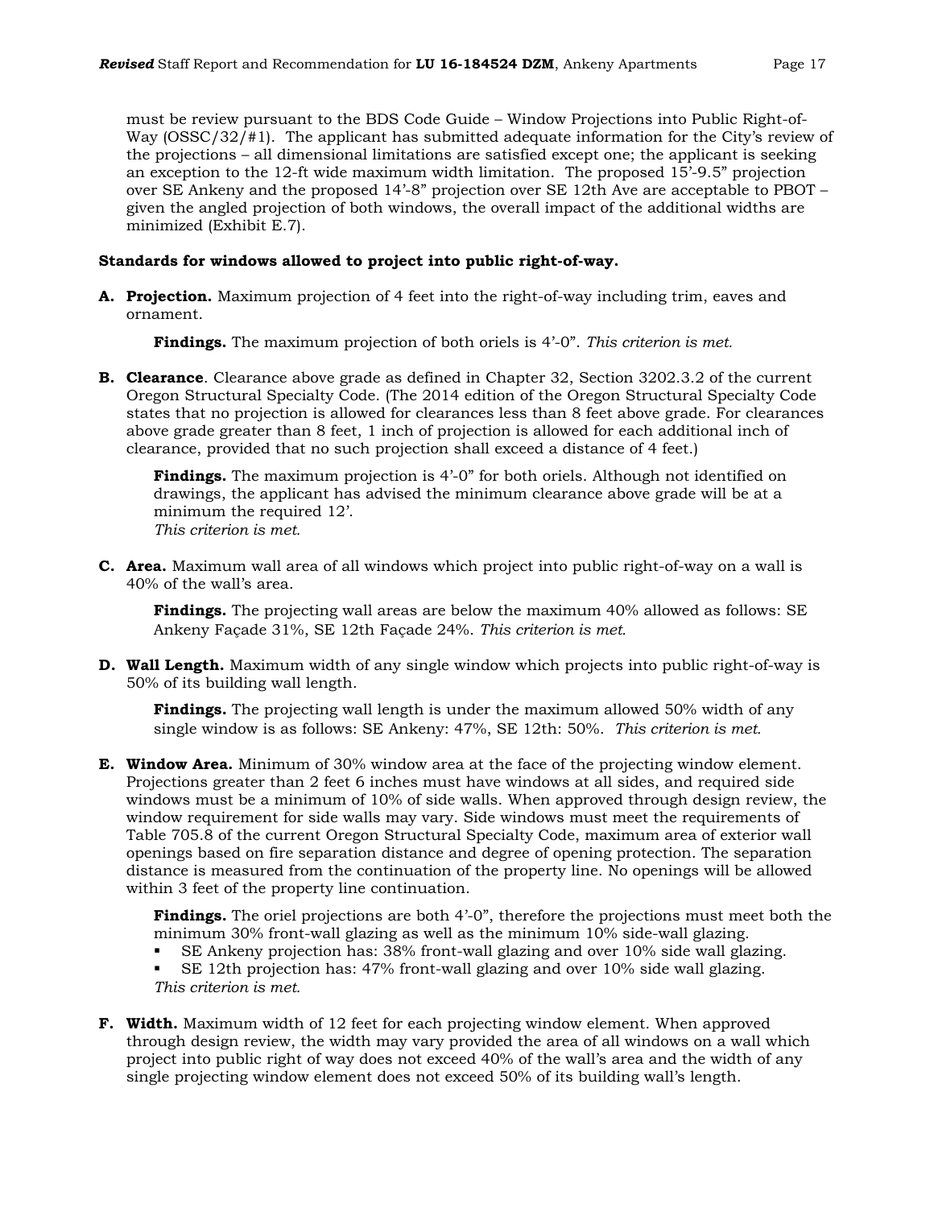must be review pursuant to the BDS Code Guide – Window Projections into Public Right-of-Way (OSSC/32/#1). The applicant has submitted adequate information for the City's review of the projections – all dimensional limitations are satisfied except one; the applicant is seeking an exception to the 12-ft wide maximum width limitation. The proposed 15'-9.5" projection over SE Ankeny and the proposed 14'-8" projection over SE 12th Ave are acceptable to PBOT – given the angled projection of both windows, the overall impact of the additional widths are minimized (Exhibit E.7).

**Standards for windows allowed to project into public right-of-way.**

**A. Projection.** Maximum projection of 4 feet into the right-of-way including trim, eaves and ornament.

> **Findings.** The maximum projection of both oriels is 4'-0". *This criterion is met.*

**B. Clearance**. Clearance above grade as defined in Chapter 32, Section 3202.3.2 of the current Oregon Structural Specialty Code. (The 2014 edition of the Oregon Structural Specialty Code states that no projection is allowed for clearances less than 8 feet above grade. For clearances above grade greater than 8 feet, 1 inch of projection is allowed for each additional inch of clearance, provided that no such projection shall exceed a distance of 4 feet.)

> **Findings.** The maximum projection is 4'-0" for both oriels. Although not identified on drawings, the applicant has advised the minimum clearance above grade will be at a minimum the required 12'.
> *This criterion is met.*

**C. Area.** Maximum wall area of all windows which project into public right-of-way on a wall is 40% of the wall's area.

> **Findings.** The projecting wall areas are below the maximum 40% allowed as follows: SE Ankeny Façade 31%, SE 12th Façade 24%. *This criterion is met.*

**D. Wall Length.** Maximum width of any single window which projects into public right-of-way is 50% of its building wall length.

> **Findings.** The projecting wall length is under the maximum allowed 50% width of any single window is as follows: SE Ankeny: 47%, SE 12th: 50%. *This criterion is met.*

**E. Window Area.** Minimum of 30% window area at the face of the projecting window element. Projections greater than 2 feet 6 inches must have windows at all sides, and required side windows must be a minimum of 10% of side walls. When approved through design review, the window requirement for side walls may vary. Side windows must meet the requirements of Table 705.8 of the current Oregon Structural Specialty Code, maximum area of exterior wall openings based on fire separation distance and degree of opening protection. The separation distance is measured from the continuation of the property line. No openings will be allowed within 3 feet of the property line continuation.

> **Findings.** The oriel projections are both 4'-0", therefore the projections must meet both the minimum 30% front-wall glazing as well as the minimum 10% side-wall glazing.
> - SE Ankeny projection has: 38% front-wall glazing and over 10% side wall glazing.
> - SE 12th projection has: 47% front-wall glazing and over 10% side wall glazing.
>
> *This criterion is met.*

**F. Width.** Maximum width of 12 feet for each projecting window element. When approved through design review, the width may vary provided the area of all windows on a wall which project into public right of way does not exceed 40% of the wall's area and the width of any single projecting window element does not exceed 50% of its building wall's length.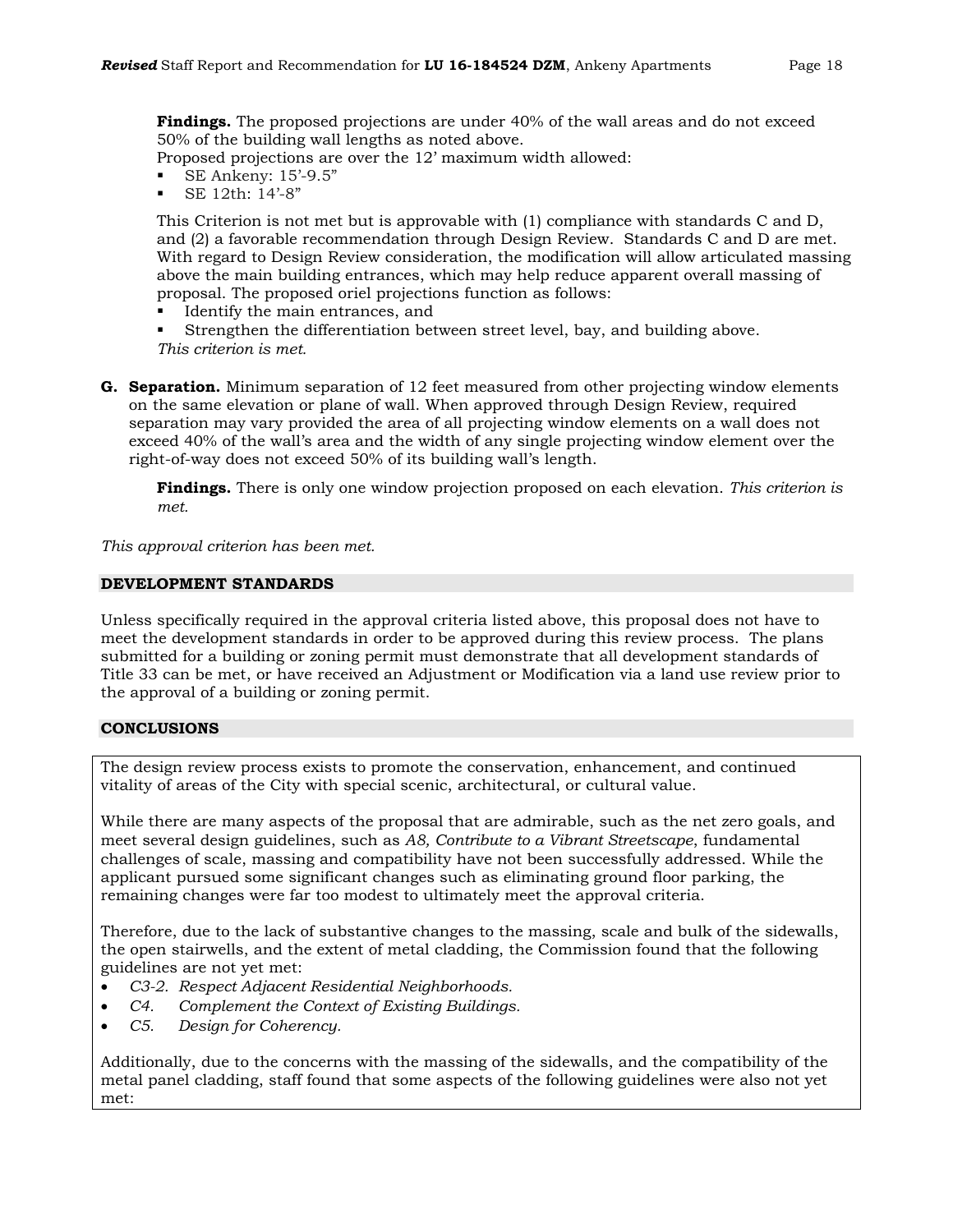**Findings.** The proposed projections are under 40% of the wall areas and do not exceed 50% of the building wall lengths as noted above.
Proposed projections are over the 12' maximum width allowed:

- SE Ankeny: 15'-9.5"
- SE 12th: 14'-8"

This Criterion is not met but is approvable with (1) compliance with standards C and D, and (2) a favorable recommendation through Design Review. Standards C and D are met. With regard to Design Review consideration, the modification will allow articulated massing above the main building entrances, which may help reduce apparent overall massing of proposal. The proposed oriel projections function as follows:

- Identify the main entrances, and
- Strengthen the differentiation between street level, bay, and building above.

*This criterion is met.*

**G. Separation.** Minimum separation of 12 feet measured from other projecting window elements on the same elevation or plane of wall. When approved through Design Review, required separation may vary provided the area of all projecting window elements on a wall does not exceed 40% of the wall's area and the width of any single projecting window element over the right-of-way does not exceed 50% of its building wall's length.

**Findings.** There is only one window projection proposed on each elevation. *This criterion is met.*

*This approval criterion has been met.*

## DEVELOPMENT STANDARDS

Unless specifically required in the approval criteria listed above, this proposal does not have to meet the development standards in order to be approved during this review process. The plans submitted for a building or zoning permit must demonstrate that all development standards of Title 33 can be met, or have received an Adjustment or Modification via a land use review prior to the approval of a building or zoning permit.

## CONCLUSIONS

The design review process exists to promote the conservation, enhancement, and continued vitality of areas of the City with special scenic, architectural, or cultural value.

While there are many aspects of the proposal that are admirable, such as the net zero goals, and meet several design guidelines, such as *A8, Contribute to a Vibrant Streetscape*, fundamental challenges of scale, massing and compatibility have not been successfully addressed. While the applicant pursued some significant changes such as eliminating ground floor parking, the remaining changes were far too modest to ultimately meet the approval criteria.

Therefore, due to the lack of substantive changes to the massing, scale and bulk of the sidewalls, the open stairwells, and the extent of metal cladding, the Commission found that the following guidelines are not yet met:

- *C3-2. Respect Adjacent Residential Neighborhoods.*
- *C4. Complement the Context of Existing Buildings.*
- *C5. Design for Coherency.*

Additionally, due to the concerns with the massing of the sidewalls, and the compatibility of the metal panel cladding, staff found that some aspects of the following guidelines were also not yet met: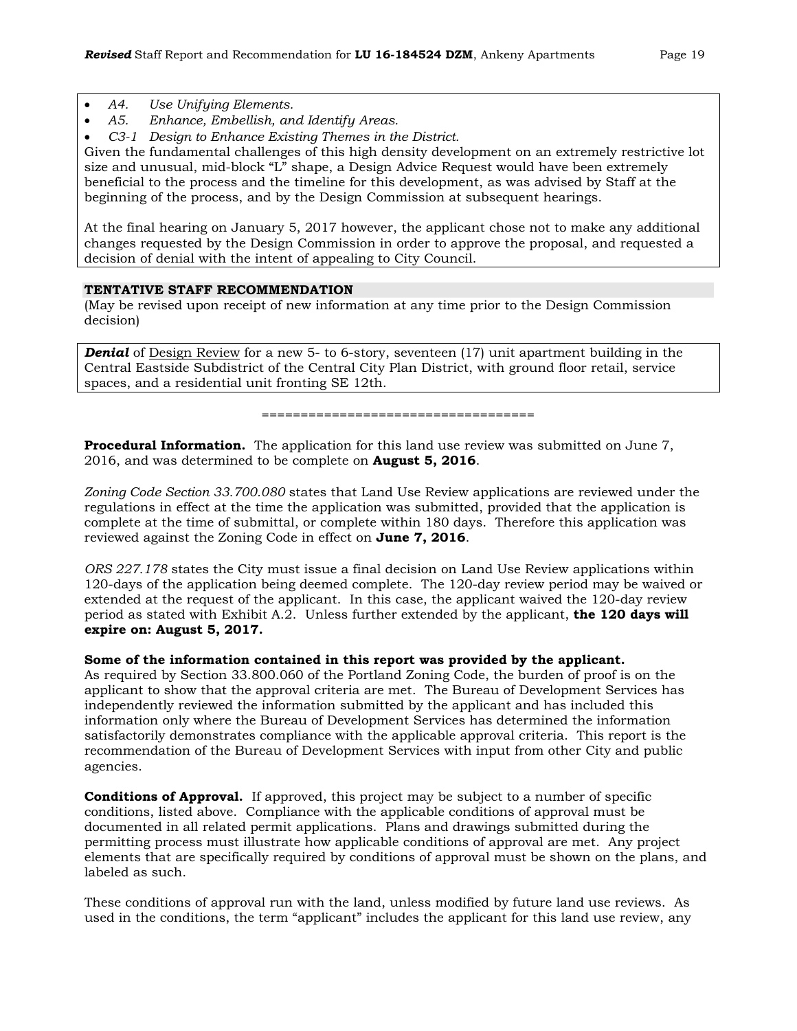- *A4. Use Unifying Elements.*
- *A5. Enhance, Embellish, and Identify Areas.*
- *C3-1 Design to Enhance Existing Themes in the District.*

Given the fundamental challenges of this high density development on an extremely restrictive lot size and unusual, mid-block "L" shape, a Design Advice Request would have been extremely beneficial to the process and the timeline for this development, as was advised by Staff at the beginning of the process, and by the Design Commission at subsequent hearings.

At the final hearing on January 5, 2017 however, the applicant chose not to make any additional changes requested by the Design Commission in order to approve the proposal, and requested a decision of denial with the intent of appealing to City Council.

## TENTATIVE STAFF RECOMMENDATION

(May be revised upon receipt of new information at any time prior to the Design Commission decision)

***Denial*** of Design Review for a new 5- to 6-story, seventeen (17) unit apartment building in the Central Eastside Subdistrict of the Central City Plan District, with ground floor retail, service spaces, and a residential unit fronting SE 12th.

==================================

**Procedural Information.** The application for this land use review was submitted on June 7, 2016, and was determined to be complete on **August 5, 2016**.

*Zoning Code Section 33.700.080* states that Land Use Review applications are reviewed under the regulations in effect at the time the application was submitted, provided that the application is complete at the time of submittal, or complete within 180 days. Therefore this application was reviewed against the Zoning Code in effect on **June 7, 2016**.

*ORS 227.178* states the City must issue a final decision on Land Use Review applications within 120-days of the application being deemed complete. The 120-day review period may be waived or extended at the request of the applicant. In this case, the applicant waived the 120-day review period as stated with Exhibit A.2. Unless further extended by the applicant, **the 120 days will expire on: August 5, 2017.**

**Some of the information contained in this report was provided by the applicant.**
As required by Section 33.800.060 of the Portland Zoning Code, the burden of proof is on the applicant to show that the approval criteria are met. The Bureau of Development Services has independently reviewed the information submitted by the applicant and has included this information only where the Bureau of Development Services has determined the information satisfactorily demonstrates compliance with the applicable approval criteria. This report is the recommendation of the Bureau of Development Services with input from other City and public agencies.

**Conditions of Approval.** If approved, this project may be subject to a number of specific conditions, listed above. Compliance with the applicable conditions of approval must be documented in all related permit applications. Plans and drawings submitted during the permitting process must illustrate how applicable conditions of approval are met. Any project elements that are specifically required by conditions of approval must be shown on the plans, and labeled as such.

These conditions of approval run with the land, unless modified by future land use reviews. As used in the conditions, the term "applicant" includes the applicant for this land use review, any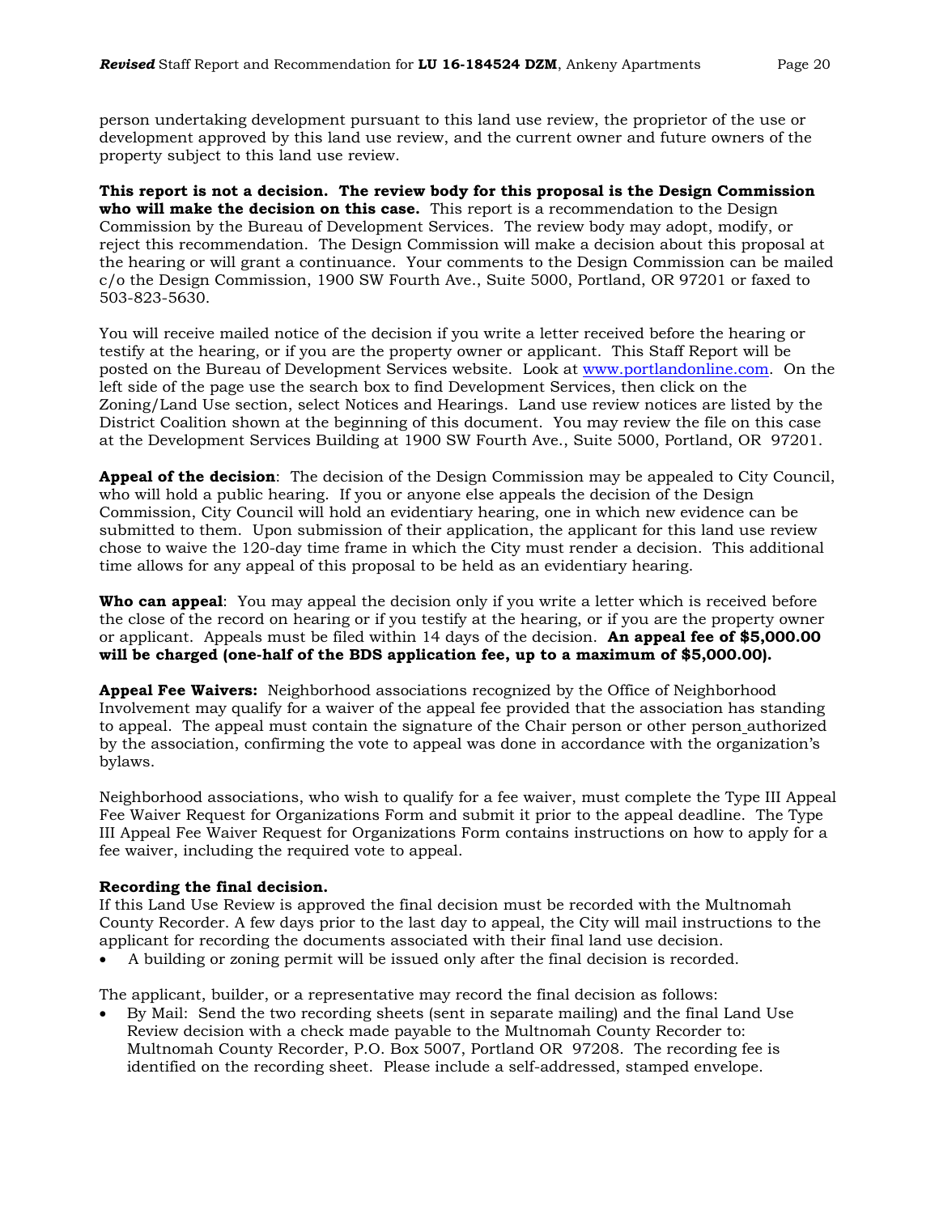person undertaking development pursuant to this land use review, the proprietor of the use or development approved by this land use review, and the current owner and future owners of the property subject to this land use review.

**This report is not a decision. The review body for this proposal is the Design Commission who will make the decision on this case.** This report is a recommendation to the Design Commission by the Bureau of Development Services. The review body may adopt, modify, or reject this recommendation. The Design Commission will make a decision about this proposal at the hearing or will grant a continuance. Your comments to the Design Commission can be mailed c/o the Design Commission, 1900 SW Fourth Ave., Suite 5000, Portland, OR 97201 or faxed to 503-823-5630.

You will receive mailed notice of the decision if you write a letter received before the hearing or testify at the hearing, or if you are the property owner or applicant. This Staff Report will be posted on the Bureau of Development Services website. Look at www.portlandonline.com. On the left side of the page use the search box to find Development Services, then click on the Zoning/Land Use section, select Notices and Hearings. Land use review notices are listed by the District Coalition shown at the beginning of this document. You may review the file on this case at the Development Services Building at 1900 SW Fourth Ave., Suite 5000, Portland, OR 97201.

**Appeal of the decision**: The decision of the Design Commission may be appealed to City Council, who will hold a public hearing. If you or anyone else appeals the decision of the Design Commission, City Council will hold an evidentiary hearing, one in which new evidence can be submitted to them. Upon submission of their application, the applicant for this land use review chose to waive the 120-day time frame in which the City must render a decision. This additional time allows for any appeal of this proposal to be held as an evidentiary hearing.

**Who can appeal**: You may appeal the decision only if you write a letter which is received before the close of the record on hearing or if you testify at the hearing, or if you are the property owner or applicant. Appeals must be filed within 14 days of the decision. **An appeal fee of $5,000.00 will be charged (one-half of the BDS application fee, up to a maximum of $5,000.00).**

**Appeal Fee Waivers:** Neighborhood associations recognized by the Office of Neighborhood Involvement may qualify for a waiver of the appeal fee provided that the association has standing to appeal. The appeal must contain the signature of the Chair person or other person authorized by the association, confirming the vote to appeal was done in accordance with the organization's bylaws.

Neighborhood associations, who wish to qualify for a fee waiver, must complete the Type III Appeal Fee Waiver Request for Organizations Form and submit it prior to the appeal deadline. The Type III Appeal Fee Waiver Request for Organizations Form contains instructions on how to apply for a fee waiver, including the required vote to appeal.

**Recording the final decision.**
If this Land Use Review is approved the final decision must be recorded with the Multnomah County Recorder. A few days prior to the last day to appeal, the City will mail instructions to the applicant for recording the documents associated with their final land use decision.

- A building or zoning permit will be issued only after the final decision is recorded.

The applicant, builder, or a representative may record the final decision as follows:

- By Mail: Send the two recording sheets (sent in separate mailing) and the final Land Use Review decision with a check made payable to the Multnomah County Recorder to: Multnomah County Recorder, P.O. Box 5007, Portland OR 97208. The recording fee is identified on the recording sheet. Please include a self-addressed, stamped envelope.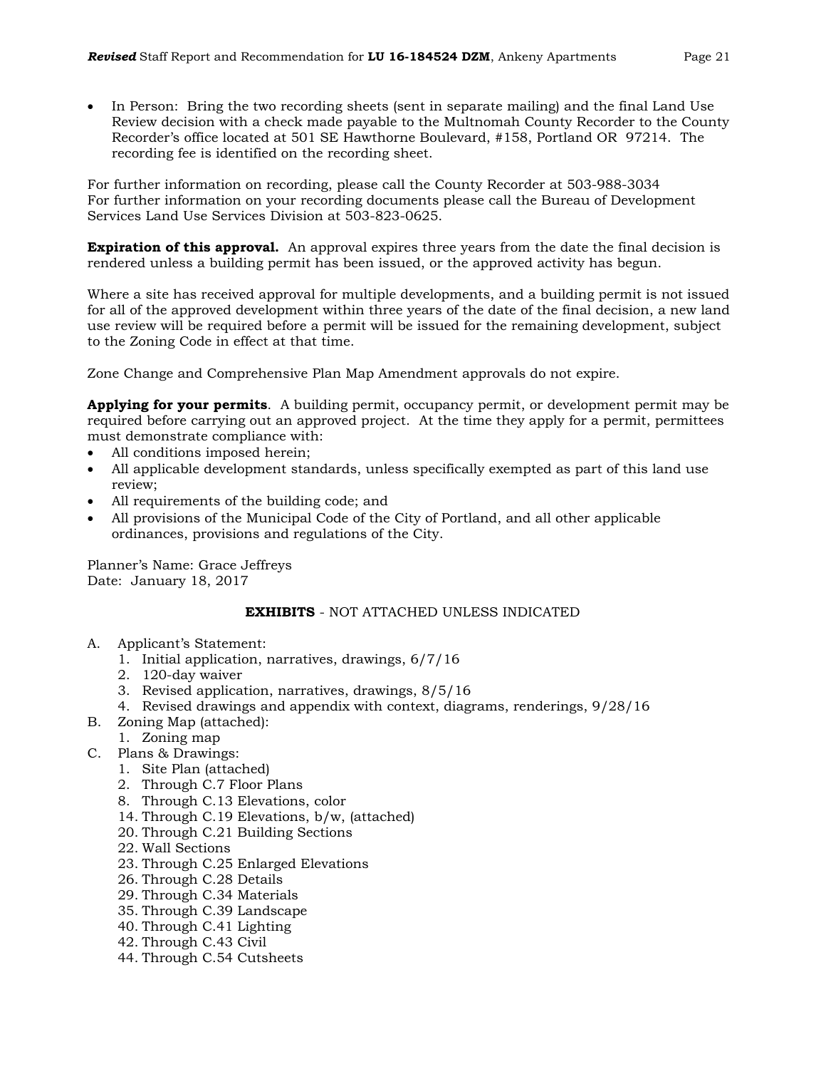- In Person: Bring the two recording sheets (sent in separate mailing) and the final Land Use Review decision with a check made payable to the Multnomah County Recorder to the County Recorder's office located at 501 SE Hawthorne Boulevard, #158, Portland OR 97214. The recording fee is identified on the recording sheet.

For further information on recording, please call the County Recorder at 503-988-3034
For further information on your recording documents please call the Bureau of Development Services Land Use Services Division at 503-823-0625.

**Expiration of this approval.** An approval expires three years from the date the final decision is rendered unless a building permit has been issued, or the approved activity has begun.

Where a site has received approval for multiple developments, and a building permit is not issued for all of the approved development within three years of the date of the final decision, a new land use review will be required before a permit will be issued for the remaining development, subject to the Zoning Code in effect at that time.

Zone Change and Comprehensive Plan Map Amendment approvals do not expire.

**Applying for your permits**. A building permit, occupancy permit, or development permit may be required before carrying out an approved project. At the time they apply for a permit, permittees must demonstrate compliance with:

- All conditions imposed herein;
- All applicable development standards, unless specifically exempted as part of this land use review;
- All requirements of the building code; and
- All provisions of the Municipal Code of the City of Portland, and all other applicable ordinances, provisions and regulations of the City.

Planner's Name: Grace Jeffreys
Date: January 18, 2017

**EXHIBITS** - NOT ATTACHED UNLESS INDICATED

A. Applicant's Statement:
   1. Initial application, narratives, drawings, 6/7/16
   2. 120-day waiver
   3. Revised application, narratives, drawings, 8/5/16
   4. Revised drawings and appendix with context, diagrams, renderings, 9/28/16
B. Zoning Map (attached):
   1. Zoning map
C. Plans & Drawings:
   1. Site Plan (attached)
   2. Through C.7 Floor Plans
   8. Through C.13 Elevations, color
   14. Through C.19 Elevations, b/w, (attached)
   20. Through C.21 Building Sections
   22. Wall Sections
   23. Through C.25 Enlarged Elevations
   26. Through C.28 Details
   29. Through C.34 Materials
   35. Through C.39 Landscape
   40. Through C.41 Lighting
   42. Through C.43 Civil
   44. Through C.54 Cutsheets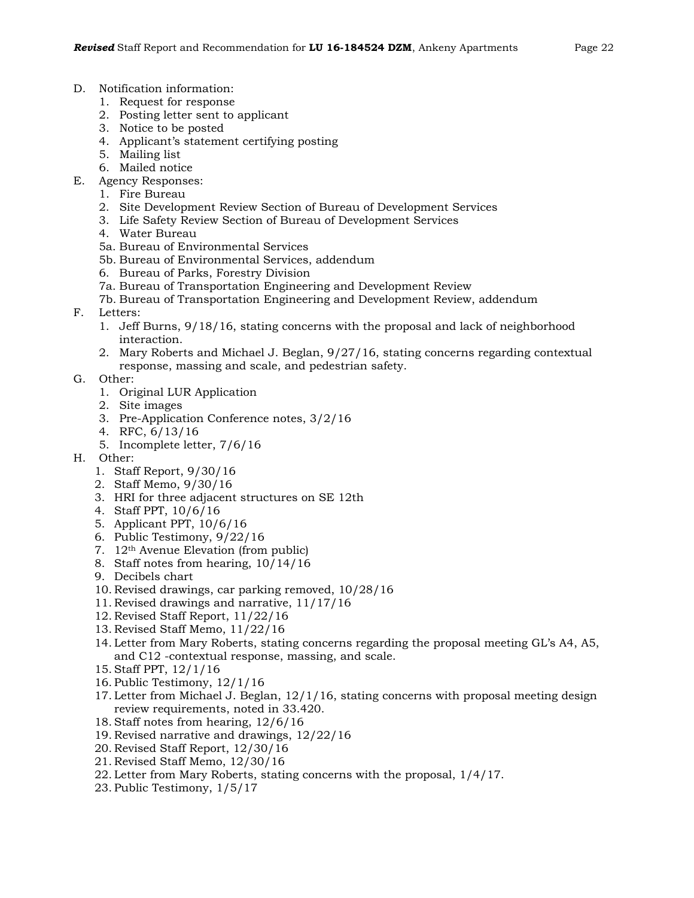D. Notification information:
   1. Request for response
   2. Posting letter sent to applicant
   3. Notice to be posted
   4. Applicant's statement certifying posting
   5. Mailing list
   6. Mailed notice
E. Agency Responses:
   1. Fire Bureau
   2. Site Development Review Section of Bureau of Development Services
   3. Life Safety Review Section of Bureau of Development Services
   4. Water Bureau
   5a. Bureau of Environmental Services
   5b. Bureau of Environmental Services, addendum
   6. Bureau of Parks, Forestry Division
   7a. Bureau of Transportation Engineering and Development Review
   7b. Bureau of Transportation Engineering and Development Review, addendum
F. Letters:
   1. Jeff Burns, 9/18/16, stating concerns with the proposal and lack of neighborhood interaction.
   2. Mary Roberts and Michael J. Beglan, 9/27/16, stating concerns regarding contextual response, massing and scale, and pedestrian safety.
G. Other:
   1. Original LUR Application
   2. Site images
   3. Pre-Application Conference notes, 3/2/16
   4. RFC, 6/13/16
   5. Incomplete letter, 7/6/16
H. Other:
   1. Staff Report, 9/30/16
   2. Staff Memo, 9/30/16
   3. HRI for three adjacent structures on SE 12th
   4. Staff PPT, 10/6/16
   5. Applicant PPT, 10/6/16
   6. Public Testimony, 9/22/16
   7. 12th Avenue Elevation (from public)
   8. Staff notes from hearing, 10/14/16
   9. Decibels chart
   10. Revised drawings, car parking removed, 10/28/16
   11. Revised drawings and narrative, 11/17/16
   12. Revised Staff Report, 11/22/16
   13. Revised Staff Memo, 11/22/16
   14. Letter from Mary Roberts, stating concerns regarding the proposal meeting GL's A4, A5, and C12 -contextual response, massing, and scale.
   15. Staff PPT, 12/1/16
   16. Public Testimony, 12/1/16
   17. Letter from Michael J. Beglan, 12/1/16, stating concerns with proposal meeting design review requirements, noted in 33.420.
   18. Staff notes from hearing, 12/6/16
   19. Revised narrative and drawings, 12/22/16
   20. Revised Staff Report, 12/30/16
   21. Revised Staff Memo, 12/30/16
   22. Letter from Mary Roberts, stating concerns with the proposal, 1/4/17.
   23. Public Testimony, 1/5/17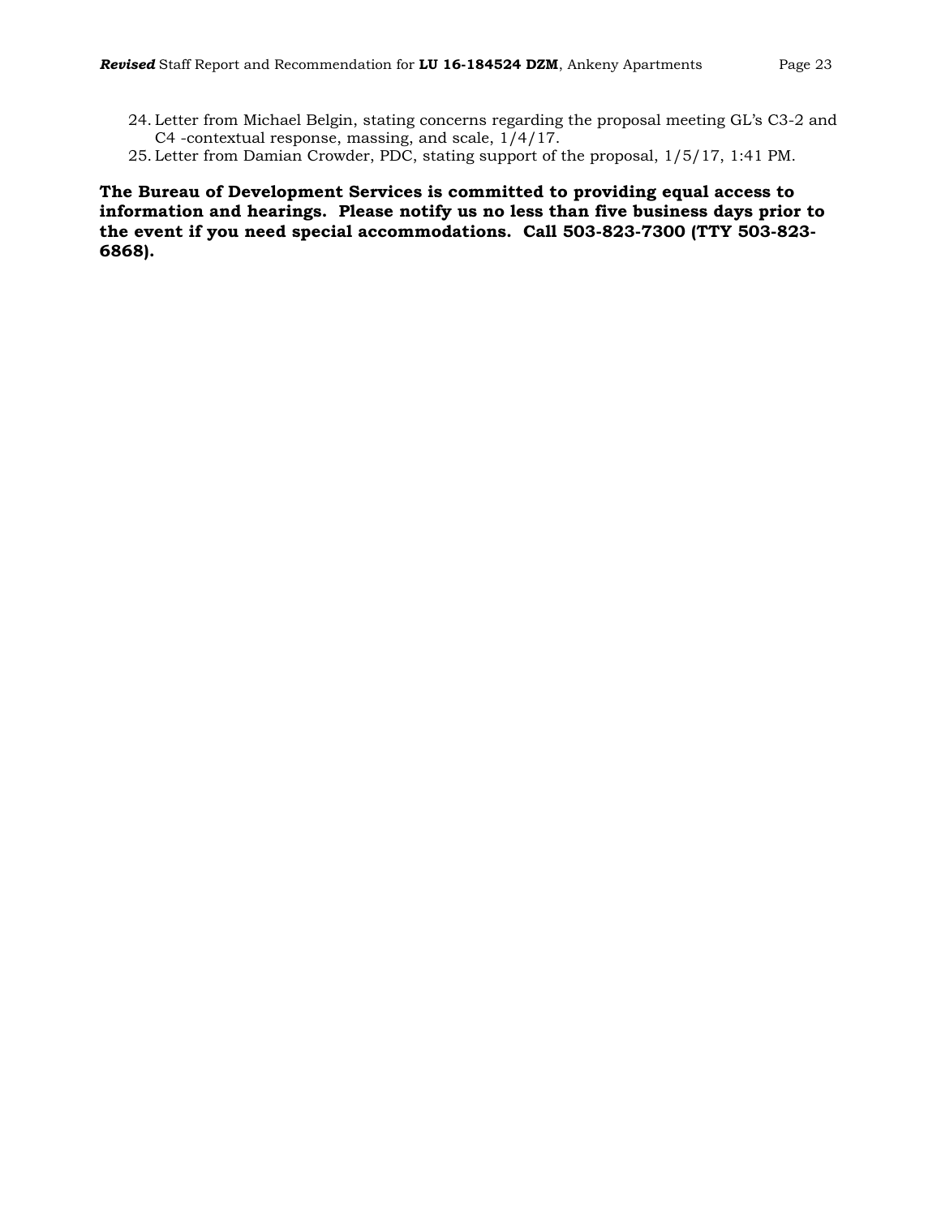24. Letter from Michael Belgin, stating concerns regarding the proposal meeting GL's C3-2 and C4 -contextual response, massing, and scale, 1/4/17.
25. Letter from Damian Crowder, PDC, stating support of the proposal, 1/5/17, 1:41 PM.

**The Bureau of Development Services is committed to providing equal access to information and hearings. Please notify us no less than five business days prior to the event if you need special accommodations. Call 503-823-7300 (TTY 503-823-6868).**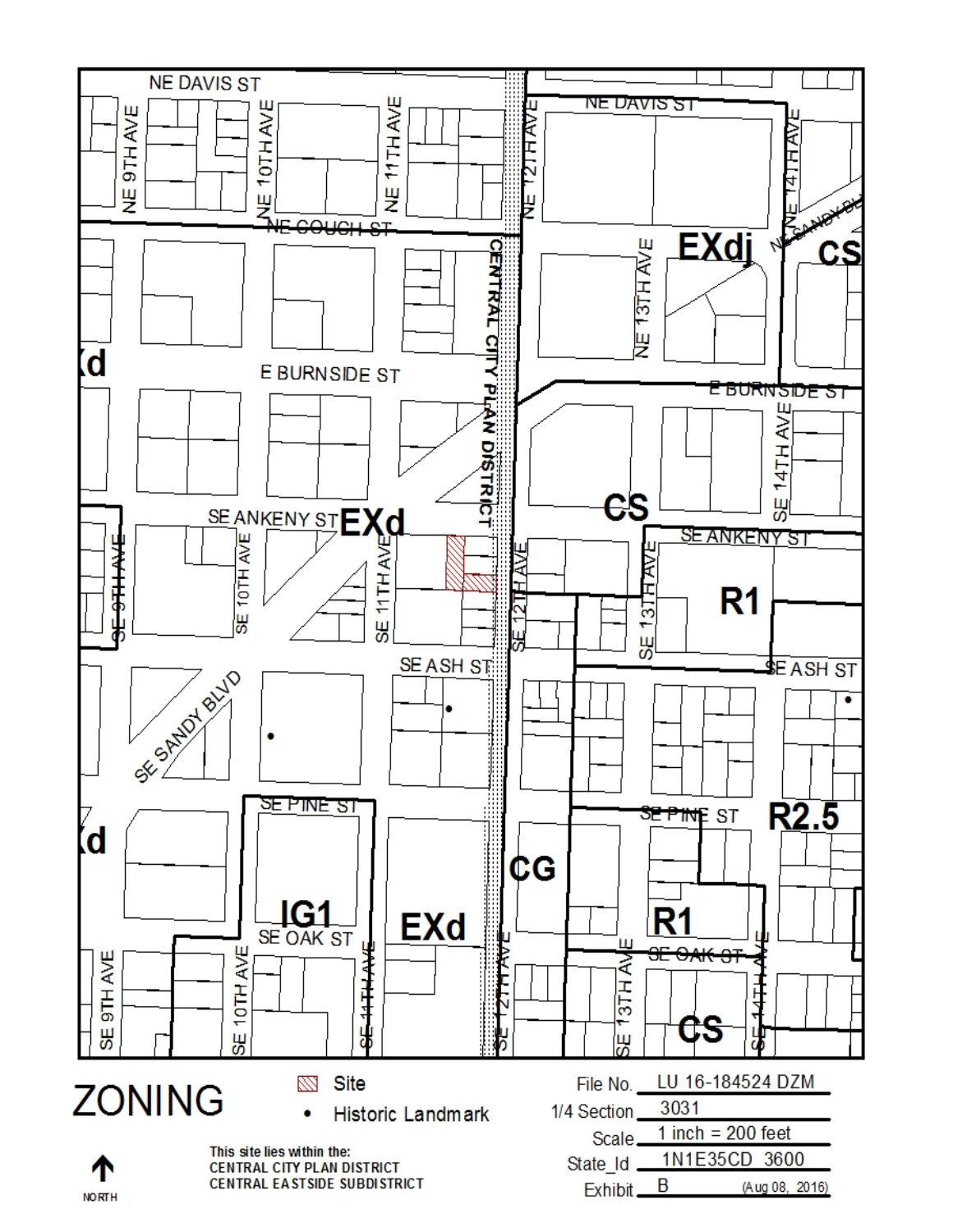NE DAVIS ST
NE 9TH AVE
NE 10TH AVE
NE 11TH AVE
NE 12TH AVE
NE DAVIS ST
NE 14TH AVE
NE COUCH ST
CENTRAL CITY PLAN DISTRICT
NE 13TH AVE
EXdj
NE SANDY BLVD
CS
Xd
E BURNSIDE ST
E BURNSIDE ST
SE 14TH AVE
SE ANKENY ST
EXd
CS
SE ANKENY ST
SE 9TH AVE
SE 10TH AVE
SE 11TH AVE
SE 12TH AVE
SE 13TH AVE
R1
SE ASH ST
SE ASH ST
SE SANDY BLVD
SE PINE ST
SE PINE ST
R2.5
Xd
CG
IG1
EXd
R1
SE OAK ST
SE OAK ST
SE 9TH AVE
SE 10TH AVE
SE 11TH AVE
SE 12TH AVE
SE 13TH AVE
SE 14TH AVE
CS

# ZONING

NORTH

Site

Historic Landmark

This site lies within the:
CENTRAL CITY PLAN DISTRICT
CENTRAL EASTSIDE SUBDISTRICT

File No. LU 16-184524 DZM
1/4 Section 3031
Scale 1 inch = 200 feet
State_Id 1N1E35CD 3600
Exhibit B (Aug 08, 2016)